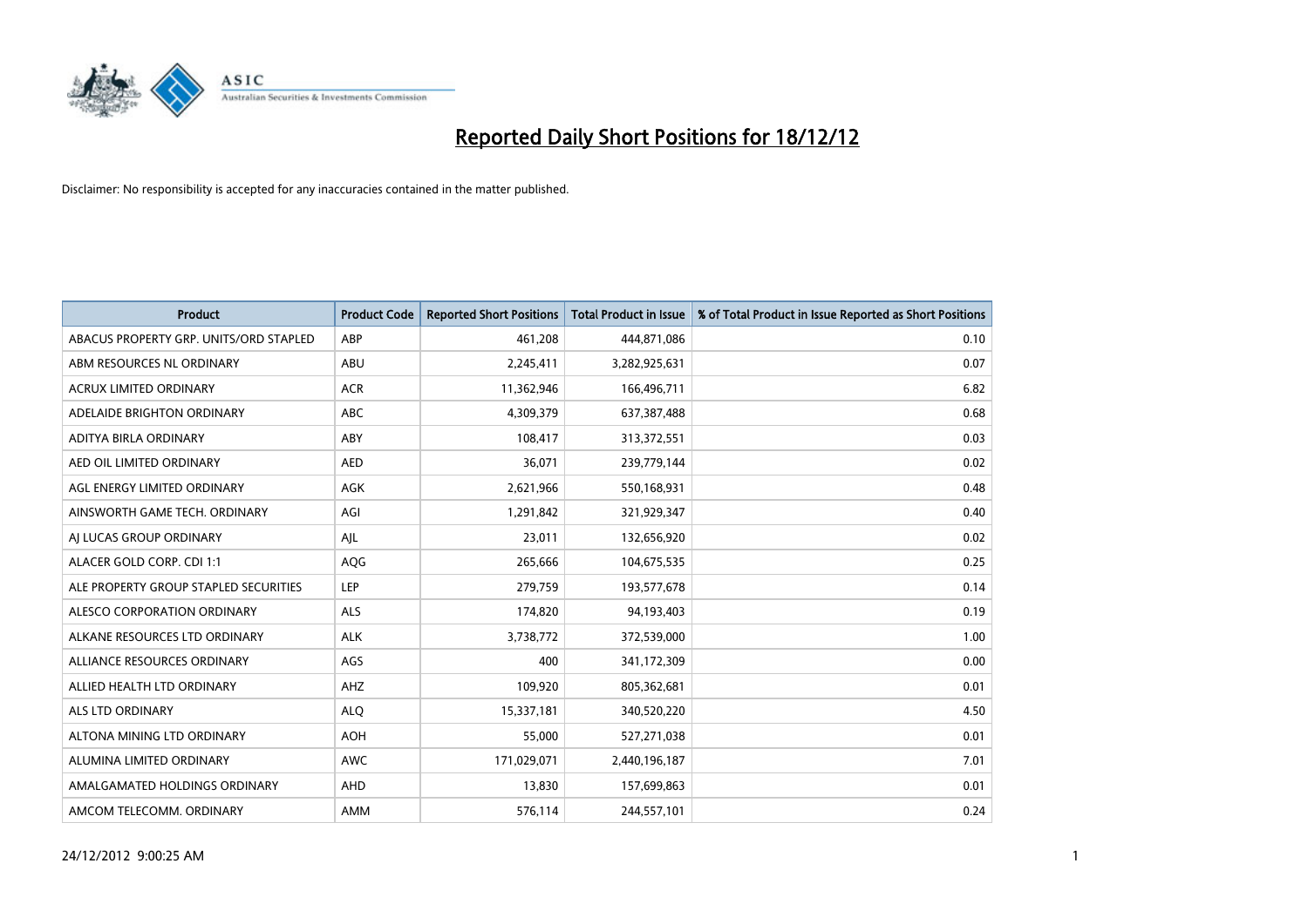# Reported Daily Short Positions for 18/12/12

Disclaimer: No responsibility is accepted for any inaccuracies contained in the matter published.

| Product | Product Code | Reported Short Positions | Total Product in Issue | % of Total Product in Issue Reported as Short Positions |
|---|---|---|---|---|
| ABACUS PROPERTY GRP. UNITS/ORD STAPLED | ABP | 461,208 | 444,871,086 | 0.10 |
| ABM RESOURCES NL ORDINARY | ABU | 2,245,411 | 3,282,925,631 | 0.07 |
| ACRUX LIMITED ORDINARY | ACR | 11,362,946 | 166,496,711 | 6.82 |
| ADELAIDE BRIGHTON ORDINARY | ABC | 4,309,379 | 637,387,488 | 0.68 |
| ADITYA BIRLA ORDINARY | ABY | 108,417 | 313,372,551 | 0.03 |
| AED OIL LIMITED ORDINARY | AED | 36,071 | 239,779,144 | 0.02 |
| AGL ENERGY LIMITED ORDINARY | AGK | 2,621,966 | 550,168,931 | 0.48 |
| AINSWORTH GAME TECH. ORDINARY | AGI | 1,291,842 | 321,929,347 | 0.40 |
| AJ LUCAS GROUP ORDINARY | AJL | 23,011 | 132,656,920 | 0.02 |
| ALACER GOLD CORP. CDI 1:1 | AQG | 265,666 | 104,675,535 | 0.25 |
| ALE PROPERTY GROUP STAPLED SECURITIES | LEP | 279,759 | 193,577,678 | 0.14 |
| ALESCO CORPORATION ORDINARY | ALS | 174,820 | 94,193,403 | 0.19 |
| ALKANE RESOURCES LTD ORDINARY | ALK | 3,738,772 | 372,539,000 | 1.00 |
| ALLIANCE RESOURCES ORDINARY | AGS | 400 | 341,172,309 | 0.00 |
| ALLIED HEALTH LTD ORDINARY | AHZ | 109,920 | 805,362,681 | 0.01 |
| ALS LTD ORDINARY | ALQ | 15,337,181 | 340,520,220 | 4.50 |
| ALTONA MINING LTD ORDINARY | AOH | 55,000 | 527,271,038 | 0.01 |
| ALUMINA LIMITED ORDINARY | AWC | 171,029,071 | 2,440,196,187 | 7.01 |
| AMALGAMATED HOLDINGS ORDINARY | AHD | 13,830 | 157,699,863 | 0.01 |
| AMCOM TELECOMM. ORDINARY | AMM | 576,114 | 244,557,101 | 0.24 |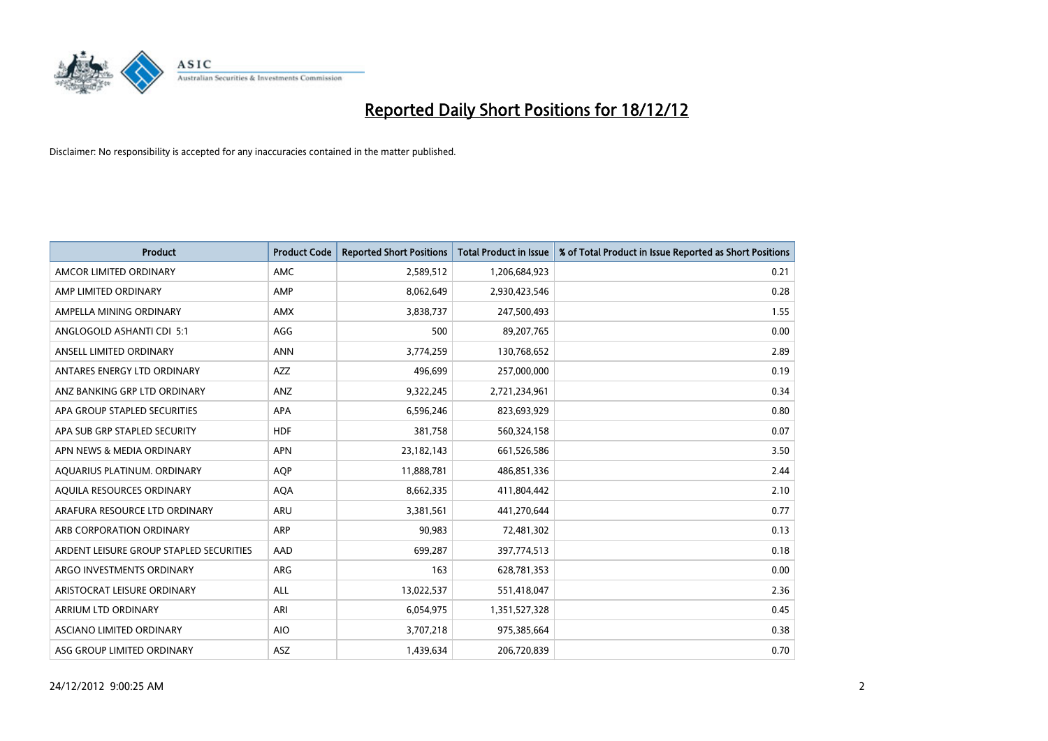# Reported Daily Short Positions for 18/12/12

Disclaimer: No responsibility is accepted for any inaccuracies contained in the matter published.

| Product | Product Code | Reported Short Positions | Total Product in Issue | % of Total Product in Issue Reported as Short Positions |
|---|---|---|---|---|
| AMCOR LIMITED ORDINARY | AMC | 2,589,512 | 1,206,684,923 | 0.21 |
| AMP LIMITED ORDINARY | AMP | 8,062,649 | 2,930,423,546 | 0.28 |
| AMPELLA MINING ORDINARY | AMX | 3,838,737 | 247,500,493 | 1.55 |
| ANGLOGOLD ASHANTI CDI 5:1 | AGG | 500 | 89,207,765 | 0.00 |
| ANSELL LIMITED ORDINARY | ANN | 3,774,259 | 130,768,652 | 2.89 |
| ANTARES ENERGY LTD ORDINARY | AZZ | 496,699 | 257,000,000 | 0.19 |
| ANZ BANKING GRP LTD ORDINARY | ANZ | 9,322,245 | 2,721,234,961 | 0.34 |
| APA GROUP STAPLED SECURITIES | APA | 6,596,246 | 823,693,929 | 0.80 |
| APA SUB GRP STAPLED SECURITY | HDF | 381,758 | 560,324,158 | 0.07 |
| APN NEWS & MEDIA ORDINARY | APN | 23,182,143 | 661,526,586 | 3.50 |
| AQUARIUS PLATINUM. ORDINARY | AQP | 11,888,781 | 486,851,336 | 2.44 |
| AQUILA RESOURCES ORDINARY | AQA | 8,662,335 | 411,804,442 | 2.10 |
| ARAFURA RESOURCE LTD ORDINARY | ARU | 3,381,561 | 441,270,644 | 0.77 |
| ARB CORPORATION ORDINARY | ARP | 90,983 | 72,481,302 | 0.13 |
| ARDENT LEISURE GROUP STAPLED SECURITIES | AAD | 699,287 | 397,774,513 | 0.18 |
| ARGO INVESTMENTS ORDINARY | ARG | 163 | 628,781,353 | 0.00 |
| ARISTOCRAT LEISURE ORDINARY | ALL | 13,022,537 | 551,418,047 | 2.36 |
| ARRIUM LTD ORDINARY | ARI | 6,054,975 | 1,351,527,328 | 0.45 |
| ASCIANO LIMITED ORDINARY | AIO | 3,707,218 | 975,385,664 | 0.38 |
| ASG GROUP LIMITED ORDINARY | ASZ | 1,439,634 | 206,720,839 | 0.70 |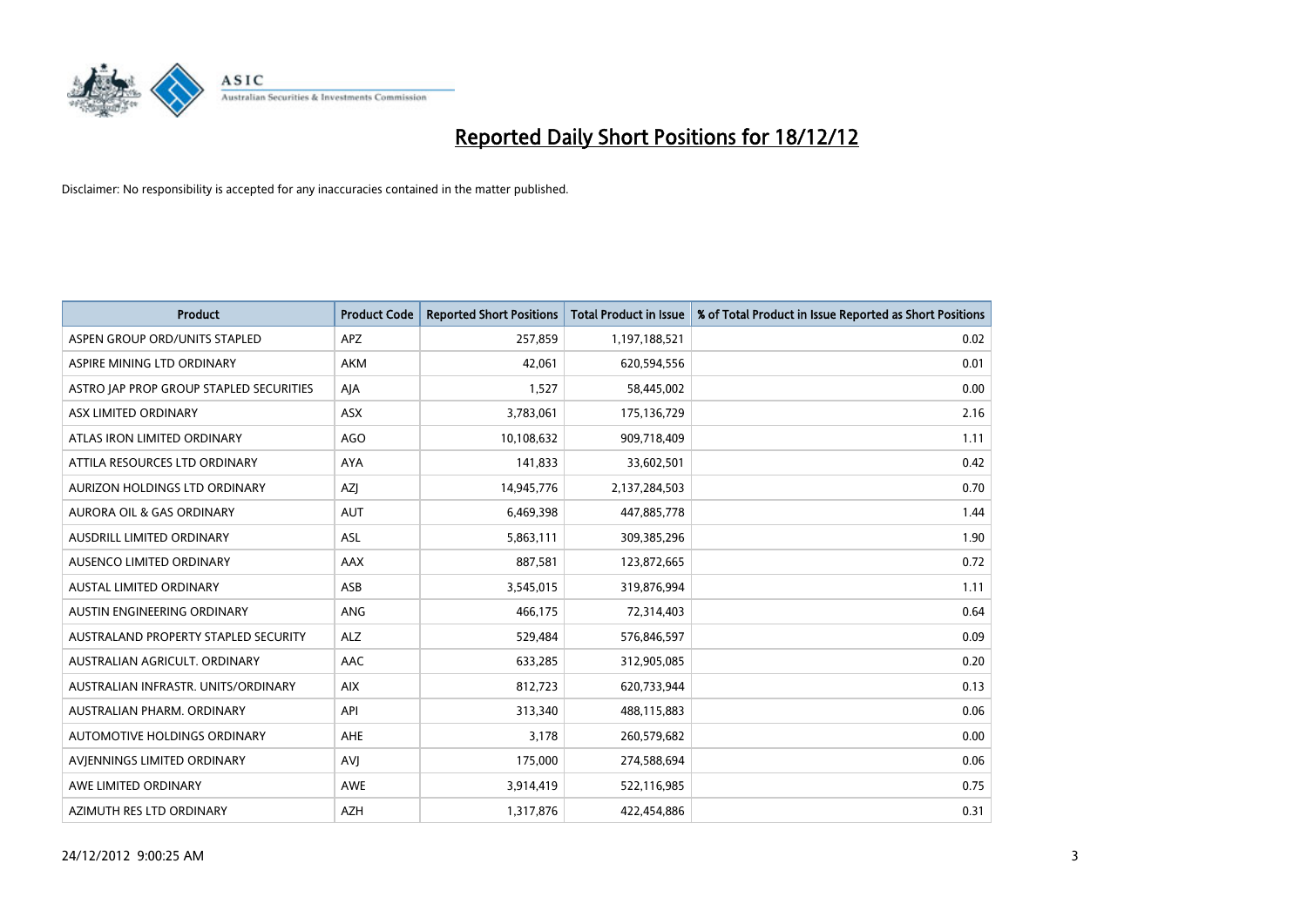# Reported Daily Short Positions for 18/12/12

Disclaimer: No responsibility is accepted for any inaccuracies contained in the matter published.

| Product | Product Code | Reported Short Positions | Total Product in Issue | % of Total Product in Issue Reported as Short Positions |
|---|---|---|---|---|
| ASPEN GROUP ORD/UNITS STAPLED | APZ | 257,859 | 1,197,188,521 | 0.02 |
| ASPIRE MINING LTD ORDINARY | AKM | 42,061 | 620,594,556 | 0.01 |
| ASTRO JAP PROP GROUP STAPLED SECURITIES | AJA | 1,527 | 58,445,002 | 0.00 |
| ASX LIMITED ORDINARY | ASX | 3,783,061 | 175,136,729 | 2.16 |
| ATLAS IRON LIMITED ORDINARY | AGO | 10,108,632 | 909,718,409 | 1.11 |
| ATTILA RESOURCES LTD ORDINARY | AYA | 141,833 | 33,602,501 | 0.42 |
| AURIZON HOLDINGS LTD ORDINARY | AZJ | 14,945,776 | 2,137,284,503 | 0.70 |
| AURORA OIL & GAS ORDINARY | AUT | 6,469,398 | 447,885,778 | 1.44 |
| AUSDRILL LIMITED ORDINARY | ASL | 5,863,111 | 309,385,296 | 1.90 |
| AUSENCO LIMITED ORDINARY | AAX | 887,581 | 123,872,665 | 0.72 |
| AUSTAL LIMITED ORDINARY | ASB | 3,545,015 | 319,876,994 | 1.11 |
| AUSTIN ENGINEERING ORDINARY | ANG | 466,175 | 72,314,403 | 0.64 |
| AUSTRALAND PROPERTY STAPLED SECURITY | ALZ | 529,484 | 576,846,597 | 0.09 |
| AUSTRALIAN AGRICULT. ORDINARY | AAC | 633,285 | 312,905,085 | 0.20 |
| AUSTRALIAN INFRASTR. UNITS/ORDINARY | AIX | 812,723 | 620,733,944 | 0.13 |
| AUSTRALIAN PHARM. ORDINARY | API | 313,340 | 488,115,883 | 0.06 |
| AUTOMOTIVE HOLDINGS ORDINARY | AHE | 3,178 | 260,579,682 | 0.00 |
| AVJENNINGS LIMITED ORDINARY | AVJ | 175,000 | 274,588,694 | 0.06 |
| AWE LIMITED ORDINARY | AWE | 3,914,419 | 522,116,985 | 0.75 |
| AZIMUTH RES LTD ORDINARY | AZH | 1,317,876 | 422,454,886 | 0.31 |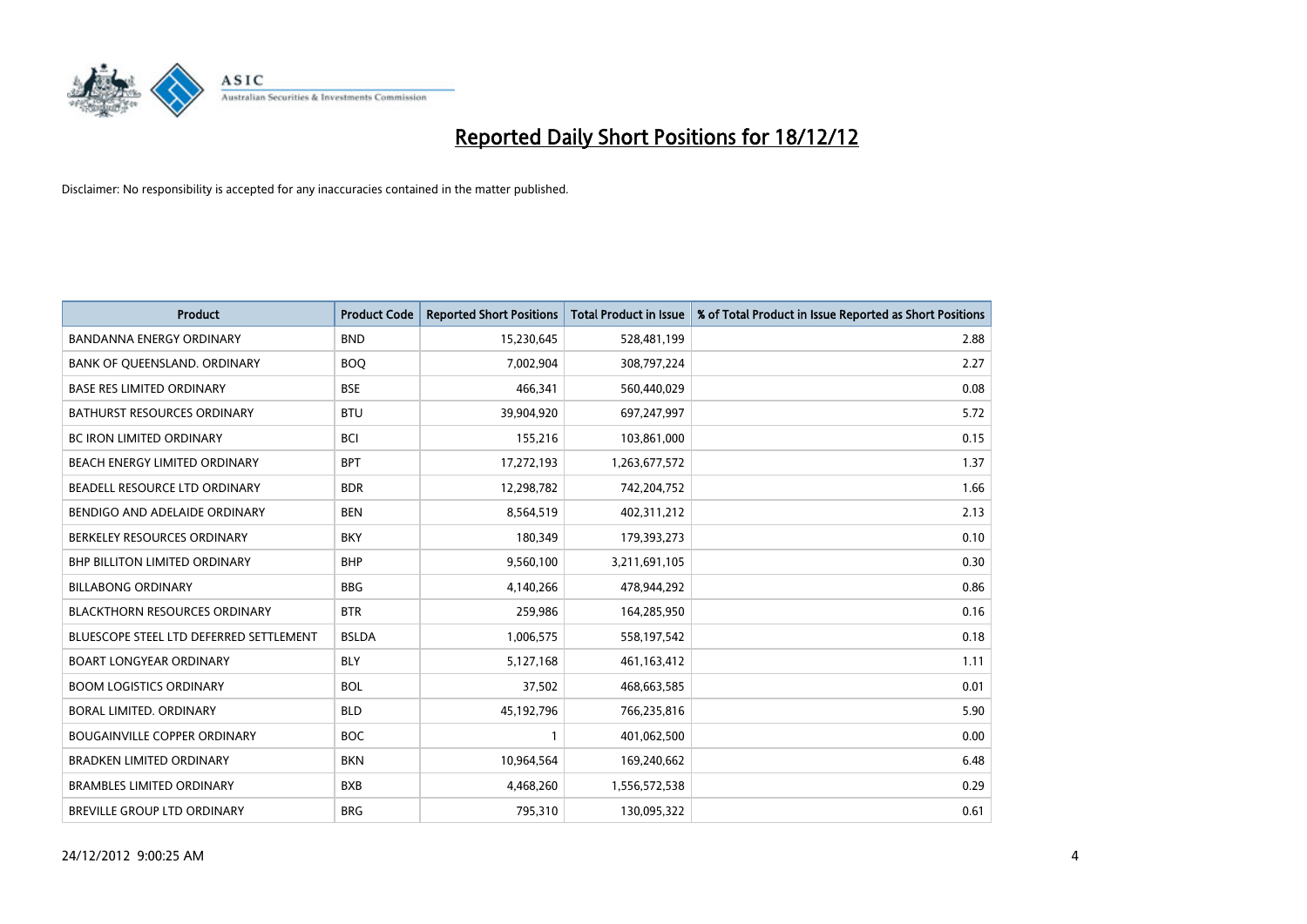# Reported Daily Short Positions for 18/12/12

Disclaimer: No responsibility is accepted for any inaccuracies contained in the matter published.

| Product | Product Code | Reported Short Positions | Total Product in Issue | % of Total Product in Issue Reported as Short Positions |
|---|---|---|---|---|
| BANDANNA ENERGY ORDINARY | BND | 15,230,645 | 528,481,199 | 2.88 |
| BANK OF QUEENSLAND. ORDINARY | BOQ | 7,002,904 | 308,797,224 | 2.27 |
| BASE RES LIMITED ORDINARY | BSE | 466,341 | 560,440,029 | 0.08 |
| BATHURST RESOURCES ORDINARY | BTU | 39,904,920 | 697,247,997 | 5.72 |
| BC IRON LIMITED ORDINARY | BCI | 155,216 | 103,861,000 | 0.15 |
| BEACH ENERGY LIMITED ORDINARY | BPT | 17,272,193 | 1,263,677,572 | 1.37 |
| BEADELL RESOURCE LTD ORDINARY | BDR | 12,298,782 | 742,204,752 | 1.66 |
| BENDIGO AND ADELAIDE ORDINARY | BEN | 8,564,519 | 402,311,212 | 2.13 |
| BERKELEY RESOURCES ORDINARY | BKY | 180,349 | 179,393,273 | 0.10 |
| BHP BILLITON LIMITED ORDINARY | BHP | 9,560,100 | 3,211,691,105 | 0.30 |
| BILLABONG ORDINARY | BBG | 4,140,266 | 478,944,292 | 0.86 |
| BLACKTHORN RESOURCES ORDINARY | BTR | 259,986 | 164,285,950 | 0.16 |
| BLUESCOPE STEEL LTD DEFERRED SETTLEMENT | BSLDA | 1,006,575 | 558,197,542 | 0.18 |
| BOART LONGYEAR ORDINARY | BLY | 5,127,168 | 461,163,412 | 1.11 |
| BOOM LOGISTICS ORDINARY | BOL | 37,502 | 468,663,585 | 0.01 |
| BORAL LIMITED. ORDINARY | BLD | 45,192,796 | 766,235,816 | 5.90 |
| BOUGAINVILLE COPPER ORDINARY | BOC | 1 | 401,062,500 | 0.00 |
| BRADKEN LIMITED ORDINARY | BKN | 10,964,564 | 169,240,662 | 6.48 |
| BRAMBLES LIMITED ORDINARY | BXB | 4,468,260 | 1,556,572,538 | 0.29 |
| BREVILLE GROUP LTD ORDINARY | BRG | 795,310 | 130,095,322 | 0.61 |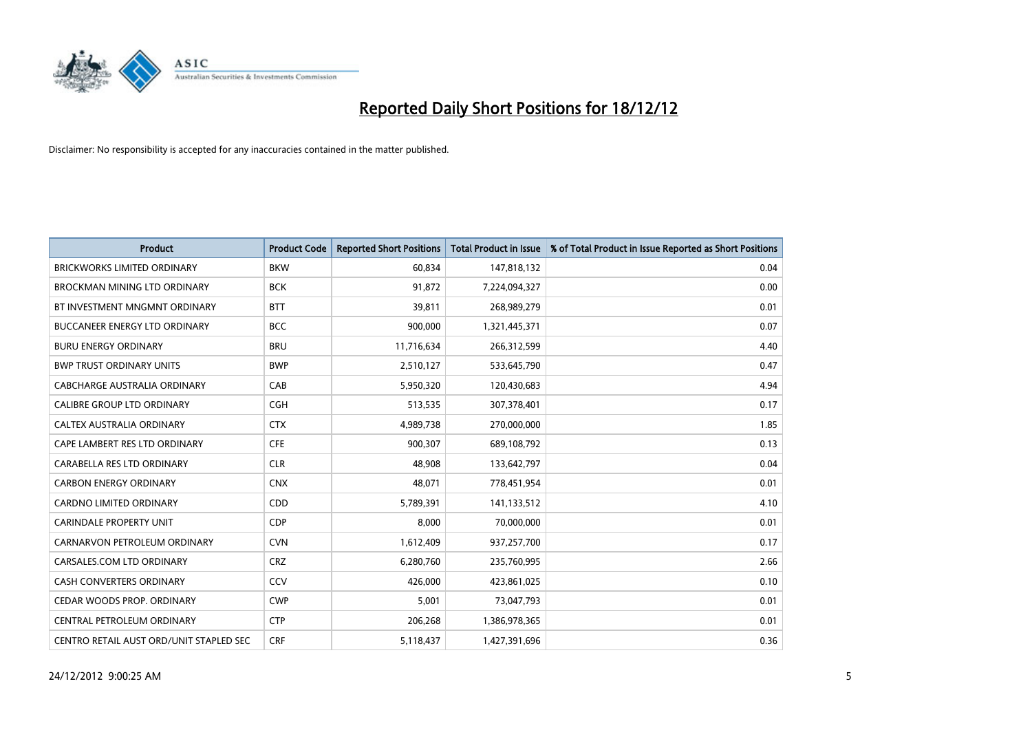# Reported Daily Short Positions for 18/12/12

Disclaimer: No responsibility is accepted for any inaccuracies contained in the matter published.

| Product | Product Code | Reported Short Positions | Total Product in Issue | % of Total Product in Issue Reported as Short Positions |
|---|---|---|---|---|
| BRICKWORKS LIMITED ORDINARY | BKW | 60,834 | 147,818,132 | 0.04 |
| BROCKMAN MINING LTD ORDINARY | BCK | 91,872 | 7,224,094,327 | 0.00 |
| BT INVESTMENT MNGMNT ORDINARY | BTT | 39,811 | 268,989,279 | 0.01 |
| BUCCANEER ENERGY LTD ORDINARY | BCC | 900,000 | 1,321,445,371 | 0.07 |
| BURU ENERGY ORDINARY | BRU | 11,716,634 | 266,312,599 | 4.40 |
| BWP TRUST ORDINARY UNITS | BWP | 2,510,127 | 533,645,790 | 0.47 |
| CABCHARGE AUSTRALIA ORDINARY | CAB | 5,950,320 | 120,430,683 | 4.94 |
| CALIBRE GROUP LTD ORDINARY | CGH | 513,535 | 307,378,401 | 0.17 |
| CALTEX AUSTRALIA ORDINARY | CTX | 4,989,738 | 270,000,000 | 1.85 |
| CAPE LAMBERT RES LTD ORDINARY | CFE | 900,307 | 689,108,792 | 0.13 |
| CARABELLA RES LTD ORDINARY | CLR | 48,908 | 133,642,797 | 0.04 |
| CARBON ENERGY ORDINARY | CNX | 48,071 | 778,451,954 | 0.01 |
| CARDNO LIMITED ORDINARY | CDD | 5,789,391 | 141,133,512 | 4.10 |
| CARINDALE PROPERTY UNIT | CDP | 8,000 | 70,000,000 | 0.01 |
| CARNARVON PETROLEUM ORDINARY | CVN | 1,612,409 | 937,257,700 | 0.17 |
| CARSALES.COM LTD ORDINARY | CRZ | 6,280,760 | 235,760,995 | 2.66 |
| CASH CONVERTERS ORDINARY | CCV | 426,000 | 423,861,025 | 0.10 |
| CEDAR WOODS PROP. ORDINARY | CWP | 5,001 | 73,047,793 | 0.01 |
| CENTRAL PETROLEUM ORDINARY | CTP | 206,268 | 1,386,978,365 | 0.01 |
| CENTRO RETAIL AUST ORD/UNIT STAPLED SEC | CRF | 5,118,437 | 1,427,391,696 | 0.36 |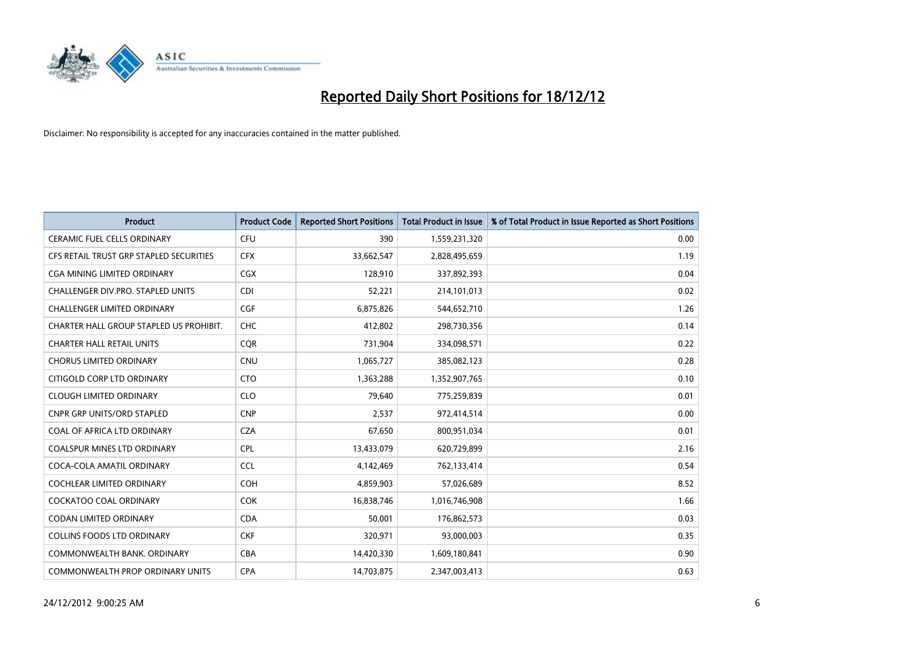# Reported Daily Short Positions for 18/12/12

Disclaimer: No responsibility is accepted for any inaccuracies contained in the matter published.

| Product | Product Code | Reported Short Positions | Total Product in Issue | % of Total Product in Issue Reported as Short Positions |
|---|---|---|---|---|
| CERAMIC FUEL CELLS ORDINARY | CFU | 390 | 1,559,231,320 | 0.00 |
| CFS RETAIL TRUST GRP STAPLED SECURITIES | CFX | 33,662,547 | 2,828,495,659 | 1.19 |
| CGA MINING LIMITED ORDINARY | CGX | 128,910 | 337,892,393 | 0.04 |
| CHALLENGER DIV.PRO. STAPLED UNITS | CDI | 52,221 | 214,101,013 | 0.02 |
| CHALLENGER LIMITED ORDINARY | CGF | 6,875,826 | 544,652,710 | 1.26 |
| CHARTER HALL GROUP STAPLED US PROHIBIT. | CHC | 412,802 | 298,730,356 | 0.14 |
| CHARTER HALL RETAIL UNITS | CQR | 731,904 | 334,098,571 | 0.22 |
| CHORUS LIMITED ORDINARY | CNU | 1,065,727 | 385,082,123 | 0.28 |
| CITIGOLD CORP LTD ORDINARY | CTO | 1,363,288 | 1,352,907,765 | 0.10 |
| CLOUGH LIMITED ORDINARY | CLO | 79,640 | 775,259,839 | 0.01 |
| CNPR GRP UNITS/ORD STAPLED | CNP | 2,537 | 972,414,514 | 0.00 |
| COAL OF AFRICA LTD ORDINARY | CZA | 67,650 | 800,951,034 | 0.01 |
| COALSPUR MINES LTD ORDINARY | CPL | 13,433,079 | 620,729,899 | 2.16 |
| COCA-COLA AMATIL ORDINARY | CCL | 4,142,469 | 762,133,414 | 0.54 |
| COCHLEAR LIMITED ORDINARY | COH | 4,859,903 | 57,026,689 | 8.52 |
| COCKATOO COAL ORDINARY | COK | 16,838,746 | 1,016,746,908 | 1.66 |
| CODAN LIMITED ORDINARY | CDA | 50,001 | 176,862,573 | 0.03 |
| COLLINS FOODS LTD ORDINARY | CKF | 320,971 | 93,000,003 | 0.35 |
| COMMONWEALTH BANK. ORDINARY | CBA | 14,420,330 | 1,609,180,841 | 0.90 |
| COMMONWEALTH PROP ORDINARY UNITS | CPA | 14,703,875 | 2,347,003,413 | 0.63 |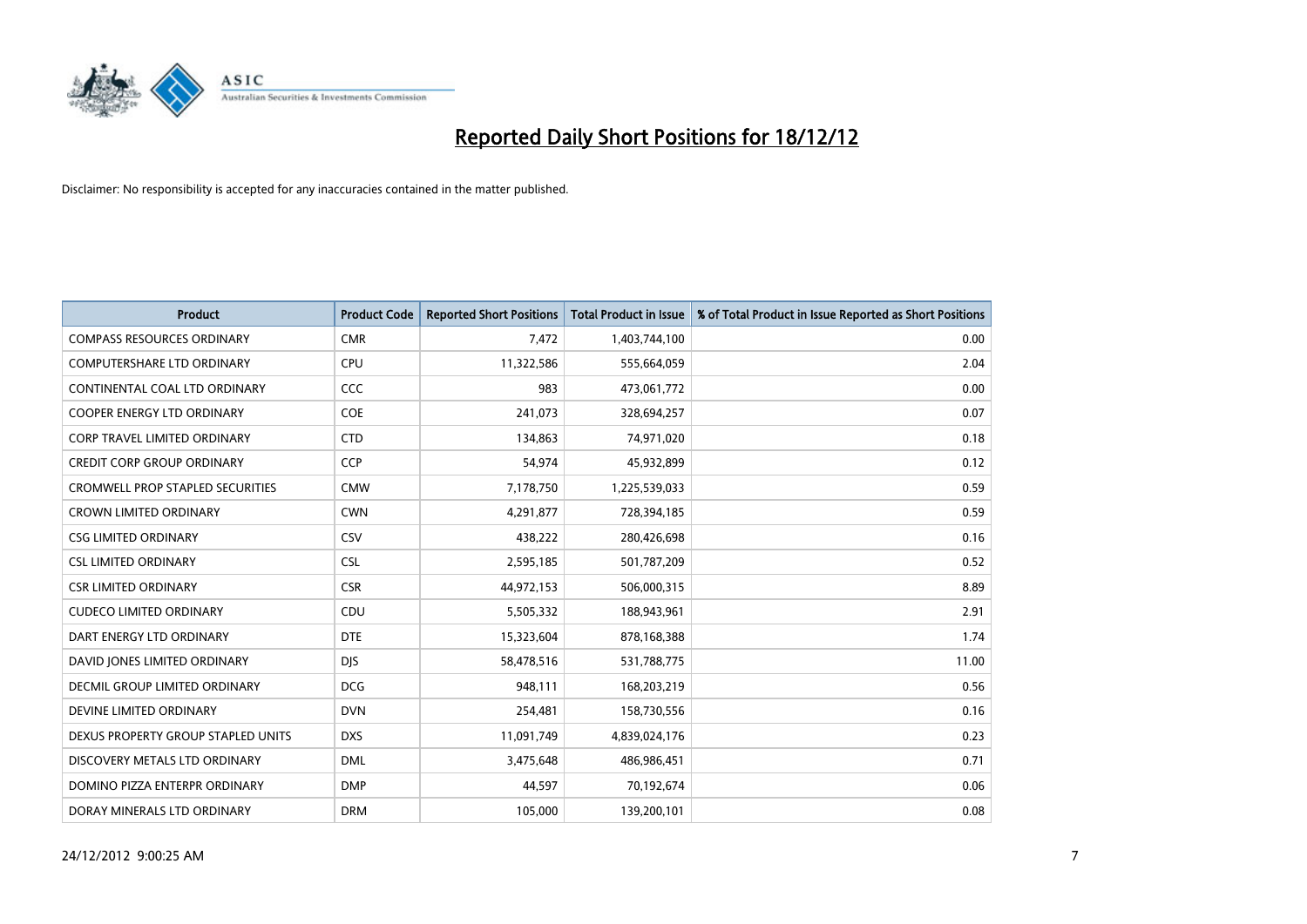# Reported Daily Short Positions for 18/12/12

Disclaimer: No responsibility is accepted for any inaccuracies contained in the matter published.

| Product | Product Code | Reported Short Positions | Total Product in Issue | % of Total Product in Issue Reported as Short Positions |
|---|---|---|---|---|
| COMPASS RESOURCES ORDINARY | CMR | 7,472 | 1,403,744,100 | 0.00 |
| COMPUTERSHARE LTD ORDINARY | CPU | 11,322,586 | 555,664,059 | 2.04 |
| CONTINENTAL COAL LTD ORDINARY | CCC | 983 | 473,061,772 | 0.00 |
| COOPER ENERGY LTD ORDINARY | COE | 241,073 | 328,694,257 | 0.07 |
| CORP TRAVEL LIMITED ORDINARY | CTD | 134,863 | 74,971,020 | 0.18 |
| CREDIT CORP GROUP ORDINARY | CCP | 54,974 | 45,932,899 | 0.12 |
| CROMWELL PROP STAPLED SECURITIES | CMW | 7,178,750 | 1,225,539,033 | 0.59 |
| CROWN LIMITED ORDINARY | CWN | 4,291,877 | 728,394,185 | 0.59 |
| CSG LIMITED ORDINARY | CSV | 438,222 | 280,426,698 | 0.16 |
| CSL LIMITED ORDINARY | CSL | 2,595,185 | 501,787,209 | 0.52 |
| CSR LIMITED ORDINARY | CSR | 44,972,153 | 506,000,315 | 8.89 |
| CUDECO LIMITED ORDINARY | CDU | 5,505,332 | 188,943,961 | 2.91 |
| DART ENERGY LTD ORDINARY | DTE | 15,323,604 | 878,168,388 | 1.74 |
| DAVID JONES LIMITED ORDINARY | DJS | 58,478,516 | 531,788,775 | 11.00 |
| DECMIL GROUP LIMITED ORDINARY | DCG | 948,111 | 168,203,219 | 0.56 |
| DEVINE LIMITED ORDINARY | DVN | 254,481 | 158,730,556 | 0.16 |
| DEXUS PROPERTY GROUP STAPLED UNITS | DXS | 11,091,749 | 4,839,024,176 | 0.23 |
| DISCOVERY METALS LTD ORDINARY | DML | 3,475,648 | 486,986,451 | 0.71 |
| DOMINO PIZZA ENTERPR ORDINARY | DMP | 44,597 | 70,192,674 | 0.06 |
| DORAY MINERALS LTD ORDINARY | DRM | 105,000 | 139,200,101 | 0.08 |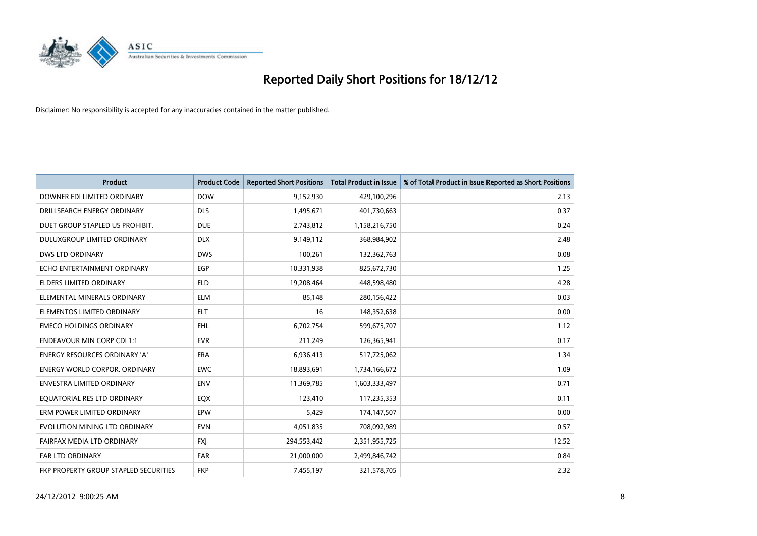# Reported Daily Short Positions for 18/12/12

Disclaimer: No responsibility is accepted for any inaccuracies contained in the matter published.

| Product | Product Code | Reported Short Positions | Total Product in Issue | % of Total Product in Issue Reported as Short Positions |
|---|---|---|---|---|
| DOWNER EDI LIMITED ORDINARY | DOW | 9,152,930 | 429,100,296 | 2.13 |
| DRILLSEARCH ENERGY ORDINARY | DLS | 1,495,671 | 401,730,663 | 0.37 |
| DUET GROUP STAPLED US PROHIBIT. | DUE | 2,743,812 | 1,158,216,750 | 0.24 |
| DULUXGROUP LIMITED ORDINARY | DLX | 9,149,112 | 368,984,902 | 2.48 |
| DWS LTD ORDINARY | DWS | 100,261 | 132,362,763 | 0.08 |
| ECHO ENTERTAINMENT ORDINARY | EGP | 10,331,938 | 825,672,730 | 1.25 |
| ELDERS LIMITED ORDINARY | ELD | 19,208,464 | 448,598,480 | 4.28 |
| ELEMENTAL MINERALS ORDINARY | ELM | 85,148 | 280,156,422 | 0.03 |
| ELEMENTOS LIMITED ORDINARY | ELT | 16 | 148,352,638 | 0.00 |
| EMECO HOLDINGS ORDINARY | EHL | 6,702,754 | 599,675,707 | 1.12 |
| ENDEAVOUR MIN CORP CDI 1:1 | EVR | 211,249 | 126,365,941 | 0.17 |
| ENERGY RESOURCES ORDINARY 'A' | ERA | 6,936,413 | 517,725,062 | 1.34 |
| ENERGY WORLD CORPOR. ORDINARY | EWC | 18,893,691 | 1,734,166,672 | 1.09 |
| ENVESTRA LIMITED ORDINARY | ENV | 11,369,785 | 1,603,333,497 | 0.71 |
| EQUATORIAL RES LTD ORDINARY | EQX | 123,410 | 117,235,353 | 0.11 |
| ERM POWER LIMITED ORDINARY | EPW | 5,429 | 174,147,507 | 0.00 |
| EVOLUTION MINING LTD ORDINARY | EVN | 4,051,835 | 708,092,989 | 0.57 |
| FAIRFAX MEDIA LTD ORDINARY | FXJ | 294,553,442 | 2,351,955,725 | 12.52 |
| FAR LTD ORDINARY | FAR | 21,000,000 | 2,499,846,742 | 0.84 |
| FKP PROPERTY GROUP STAPLED SECURITIES | FKP | 7,455,197 | 321,578,705 | 2.32 |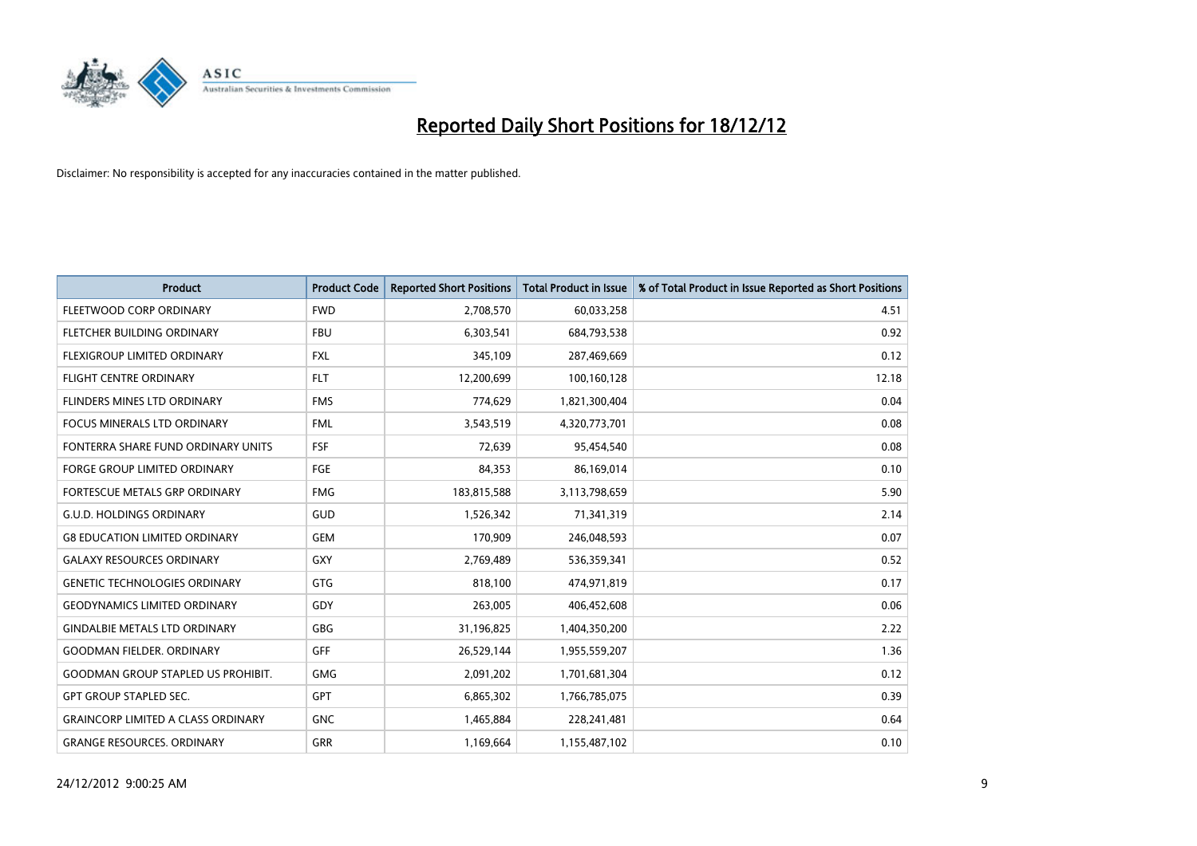# Reported Daily Short Positions for 18/12/12

Disclaimer: No responsibility is accepted for any inaccuracies contained in the matter published.

| Product | Product Code | Reported Short Positions | Total Product in Issue | % of Total Product in Issue Reported as Short Positions |
|---|---|---|---|---|
| FLEETWOOD CORP ORDINARY | FWD | 2,708,570 | 60,033,258 | 4.51 |
| FLETCHER BUILDING ORDINARY | FBU | 6,303,541 | 684,793,538 | 0.92 |
| FLEXIGROUP LIMITED ORDINARY | FXL | 345,109 | 287,469,669 | 0.12 |
| FLIGHT CENTRE ORDINARY | FLT | 12,200,699 | 100,160,128 | 12.18 |
| FLINDERS MINES LTD ORDINARY | FMS | 774,629 | 1,821,300,404 | 0.04 |
| FOCUS MINERALS LTD ORDINARY | FML | 3,543,519 | 4,320,773,701 | 0.08 |
| FONTERRA SHARE FUND ORDINARY UNITS | FSF | 72,639 | 95,454,540 | 0.08 |
| FORGE GROUP LIMITED ORDINARY | FGE | 84,353 | 86,169,014 | 0.10 |
| FORTESCUE METALS GRP ORDINARY | FMG | 183,815,588 | 3,113,798,659 | 5.90 |
| G.U.D. HOLDINGS ORDINARY | GUD | 1,526,342 | 71,341,319 | 2.14 |
| G8 EDUCATION LIMITED ORDINARY | GEM | 170,909 | 246,048,593 | 0.07 |
| GALAXY RESOURCES ORDINARY | GXY | 2,769,489 | 536,359,341 | 0.52 |
| GENETIC TECHNOLOGIES ORDINARY | GTG | 818,100 | 474,971,819 | 0.17 |
| GEODYNAMICS LIMITED ORDINARY | GDY | 263,005 | 406,452,608 | 0.06 |
| GINDALBIE METALS LTD ORDINARY | GBG | 31,196,825 | 1,404,350,200 | 2.22 |
| GOODMAN FIELDER. ORDINARY | GFF | 26,529,144 | 1,955,559,207 | 1.36 |
| GOODMAN GROUP STAPLED US PROHIBIT. | GMG | 2,091,202 | 1,701,681,304 | 0.12 |
| GPT GROUP STAPLED SEC. | GPT | 6,865,302 | 1,766,785,075 | 0.39 |
| GRAINCORP LIMITED A CLASS ORDINARY | GNC | 1,465,884 | 228,241,481 | 0.64 |
| GRANGE RESOURCES. ORDINARY | GRR | 1,169,664 | 1,155,487,102 | 0.10 |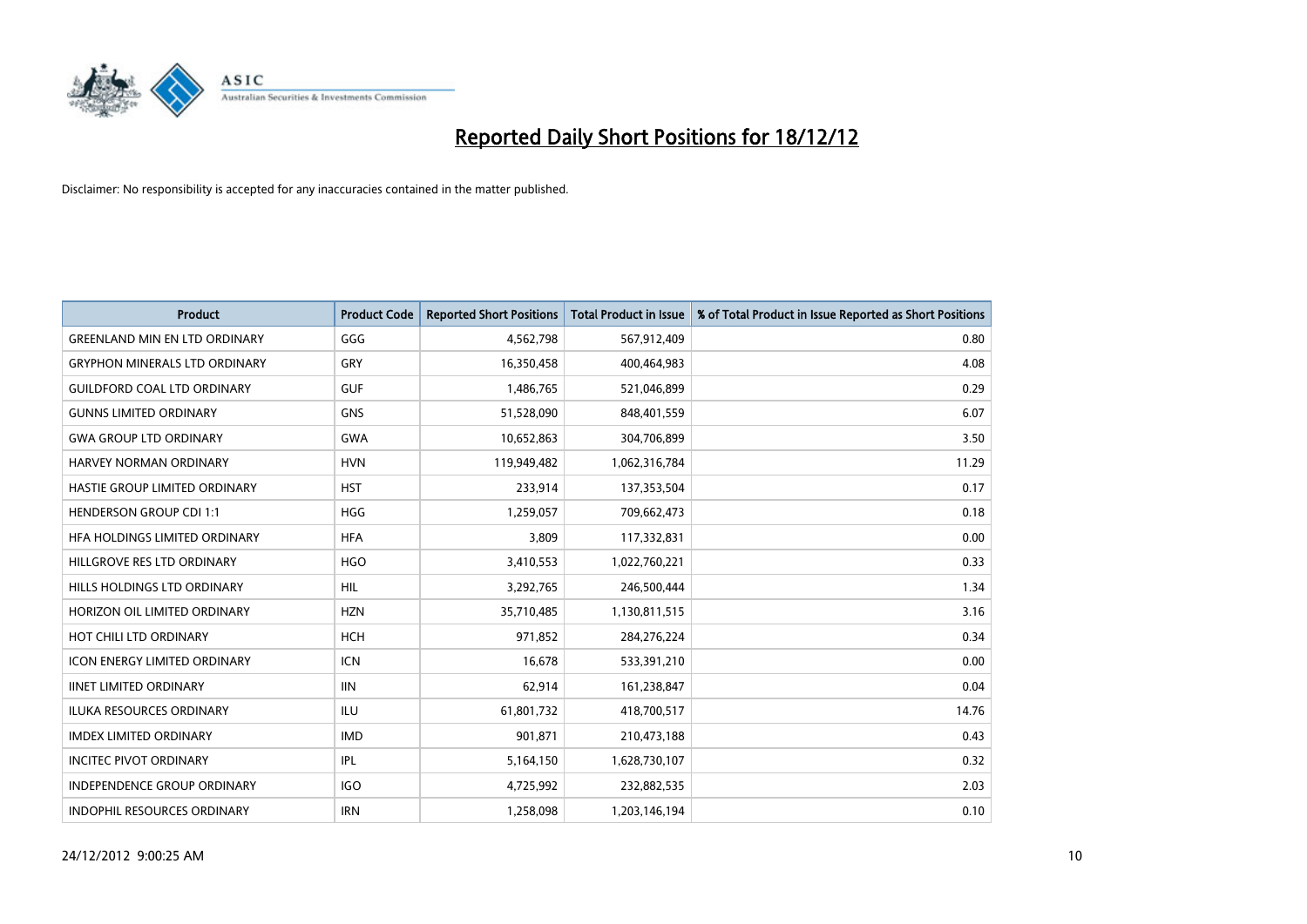# Reported Daily Short Positions for 18/12/12

Disclaimer: No responsibility is accepted for any inaccuracies contained in the matter published.

| Product | Product Code | Reported Short Positions | Total Product in Issue | % of Total Product in Issue Reported as Short Positions |
|---|---|---|---|---|
| GREENLAND MIN EN LTD ORDINARY | GGG | 4,562,798 | 567,912,409 | 0.80 |
| GRYPHON MINERALS LTD ORDINARY | GRY | 16,350,458 | 400,464,983 | 4.08 |
| GUILDFORD COAL LTD ORDINARY | GUF | 1,486,765 | 521,046,899 | 0.29 |
| GUNNS LIMITED ORDINARY | GNS | 51,528,090 | 848,401,559 | 6.07 |
| GWA GROUP LTD ORDINARY | GWA | 10,652,863 | 304,706,899 | 3.50 |
| HARVEY NORMAN ORDINARY | HVN | 119,949,482 | 1,062,316,784 | 11.29 |
| HASTIE GROUP LIMITED ORDINARY | HST | 233,914 | 137,353,504 | 0.17 |
| HENDERSON GROUP CDI 1:1 | HGG | 1,259,057 | 709,662,473 | 0.18 |
| HFA HOLDINGS LIMITED ORDINARY | HFA | 3,809 | 117,332,831 | 0.00 |
| HILLGROVE RES LTD ORDINARY | HGO | 3,410,553 | 1,022,760,221 | 0.33 |
| HILLS HOLDINGS LTD ORDINARY | HIL | 3,292,765 | 246,500,444 | 1.34 |
| HORIZON OIL LIMITED ORDINARY | HZN | 35,710,485 | 1,130,811,515 | 3.16 |
| HOT CHILI LTD ORDINARY | HCH | 971,852 | 284,276,224 | 0.34 |
| ICON ENERGY LIMITED ORDINARY | ICN | 16,678 | 533,391,210 | 0.00 |
| IINET LIMITED ORDINARY | IIN | 62,914 | 161,238,847 | 0.04 |
| ILUKA RESOURCES ORDINARY | ILU | 61,801,732 | 418,700,517 | 14.76 |
| IMDEX LIMITED ORDINARY | IMD | 901,871 | 210,473,188 | 0.43 |
| INCITEC PIVOT ORDINARY | IPL | 5,164,150 | 1,628,730,107 | 0.32 |
| INDEPENDENCE GROUP ORDINARY | IGO | 4,725,992 | 232,882,535 | 2.03 |
| INDOPHIL RESOURCES ORDINARY | IRN | 1,258,098 | 1,203,146,194 | 0.10 |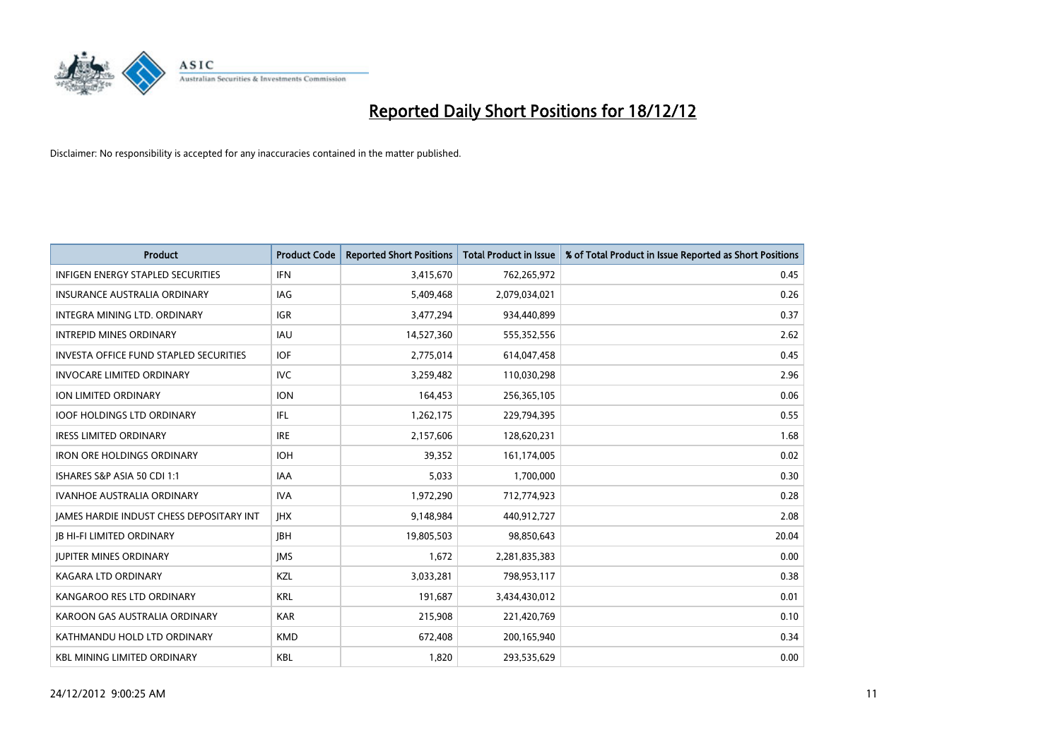# Reported Daily Short Positions for 18/12/12

Disclaimer: No responsibility is accepted for any inaccuracies contained in the matter published.

| Product | Product Code | Reported Short Positions | Total Product in Issue | % of Total Product in Issue Reported as Short Positions |
|---|---|---|---|---|
| INFIGEN ENERGY STAPLED SECURITIES | IFN | 3,415,670 | 762,265,972 | 0.45 |
| INSURANCE AUSTRALIA ORDINARY | IAG | 5,409,468 | 2,079,034,021 | 0.26 |
| INTEGRA MINING LTD. ORDINARY | IGR | 3,477,294 | 934,440,899 | 0.37 |
| INTREPID MINES ORDINARY | IAU | 14,527,360 | 555,352,556 | 2.62 |
| INVESTA OFFICE FUND STAPLED SECURITIES | IOF | 2,775,014 | 614,047,458 | 0.45 |
| INVOCARE LIMITED ORDINARY | IVC | 3,259,482 | 110,030,298 | 2.96 |
| ION LIMITED ORDINARY | ION | 164,453 | 256,365,105 | 0.06 |
| IOOF HOLDINGS LTD ORDINARY | IFL | 1,262,175 | 229,794,395 | 0.55 |
| IRESS LIMITED ORDINARY | IRE | 2,157,606 | 128,620,231 | 1.68 |
| IRON ORE HOLDINGS ORDINARY | IOH | 39,352 | 161,174,005 | 0.02 |
| ISHARES S&P ASIA 50 CDI 1:1 | IAA | 5,033 | 1,700,000 | 0.30 |
| IVANHOE AUSTRALIA ORDINARY | IVA | 1,972,290 | 712,774,923 | 0.28 |
| JAMES HARDIE INDUST CHESS DEPOSITARY INT | JHX | 9,148,984 | 440,912,727 | 2.08 |
| JB HI-FI LIMITED ORDINARY | JBH | 19,805,503 | 98,850,643 | 20.04 |
| JUPITER MINES ORDINARY | JMS | 1,672 | 2,281,835,383 | 0.00 |
| KAGARA LTD ORDINARY | KZL | 3,033,281 | 798,953,117 | 0.38 |
| KANGAROO RES LTD ORDINARY | KRL | 191,687 | 3,434,430,012 | 0.01 |
| KAROON GAS AUSTRALIA ORDINARY | KAR | 215,908 | 221,420,769 | 0.10 |
| KATHMANDU HOLD LTD ORDINARY | KMD | 672,408 | 200,165,940 | 0.34 |
| KBL MINING LIMITED ORDINARY | KBL | 1,820 | 293,535,629 | 0.00 |

24/12/2012 9:00:25 AM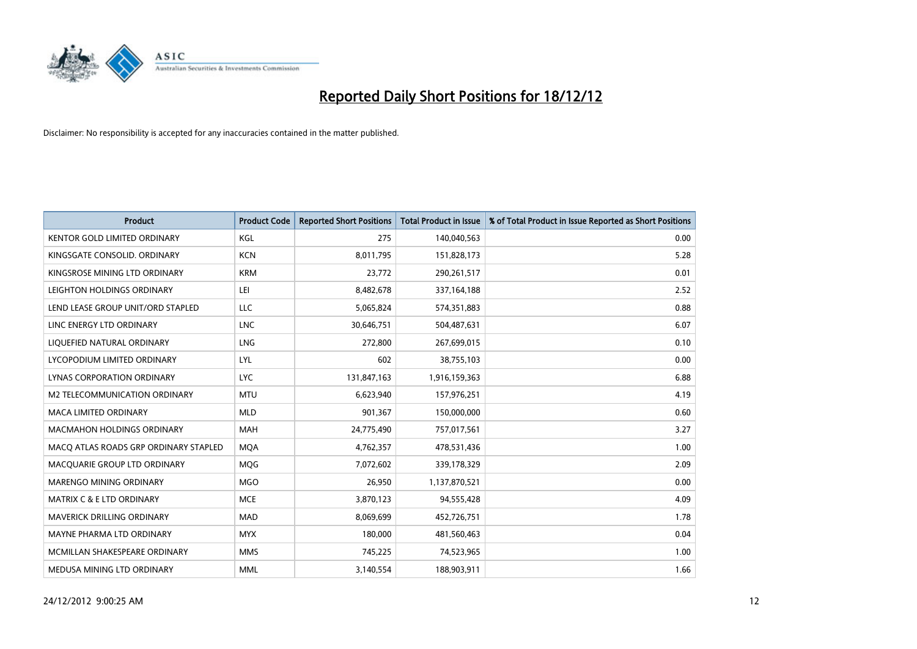# Reported Daily Short Positions for 18/12/12

Disclaimer: No responsibility is accepted for any inaccuracies contained in the matter published.

| Product | Product Code | Reported Short Positions | Total Product in Issue | % of Total Product in Issue Reported as Short Positions |
|---|---|---|---|---|
| KENTOR GOLD LIMITED ORDINARY | KGL | 275 | 140,040,563 | 0.00 |
| KINGSGATE CONSOLID. ORDINARY | KCN | 8,011,795 | 151,828,173 | 5.28 |
| KINGSROSE MINING LTD ORDINARY | KRM | 23,772 | 290,261,517 | 0.01 |
| LEIGHTON HOLDINGS ORDINARY | LEI | 8,482,678 | 337,164,188 | 2.52 |
| LEND LEASE GROUP UNIT/ORD STAPLED | LLC | 5,065,824 | 574,351,883 | 0.88 |
| LINC ENERGY LTD ORDINARY | LNC | 30,646,751 | 504,487,631 | 6.07 |
| LIQUEFIED NATURAL ORDINARY | LNG | 272,800 | 267,699,015 | 0.10 |
| LYCOPODIUM LIMITED ORDINARY | LYL | 602 | 38,755,103 | 0.00 |
| LYNAS CORPORATION ORDINARY | LYC | 131,847,163 | 1,916,159,363 | 6.88 |
| M2 TELECOMMUNICATION ORDINARY | MTU | 6,623,940 | 157,976,251 | 4.19 |
| MACA LIMITED ORDINARY | MLD | 901,367 | 150,000,000 | 0.60 |
| MACMAHON HOLDINGS ORDINARY | MAH | 24,775,490 | 757,017,561 | 3.27 |
| MACQ ATLAS ROADS GRP ORDINARY STAPLED | MQA | 4,762,357 | 478,531,436 | 1.00 |
| MACQUARIE GROUP LTD ORDINARY | MQG | 7,072,602 | 339,178,329 | 2.09 |
| MARENGO MINING ORDINARY | MGO | 26,950 | 1,137,870,521 | 0.00 |
| MATRIX C & E LTD ORDINARY | MCE | 3,870,123 | 94,555,428 | 4.09 |
| MAVERICK DRILLING ORDINARY | MAD | 8,069,699 | 452,726,751 | 1.78 |
| MAYNE PHARMA LTD ORDINARY | MYX | 180,000 | 481,560,463 | 0.04 |
| MCMILLAN SHAKESPEARE ORDINARY | MMS | 745,225 | 74,523,965 | 1.00 |
| MEDUSA MINING LTD ORDINARY | MML | 3,140,554 | 188,903,911 | 1.66 |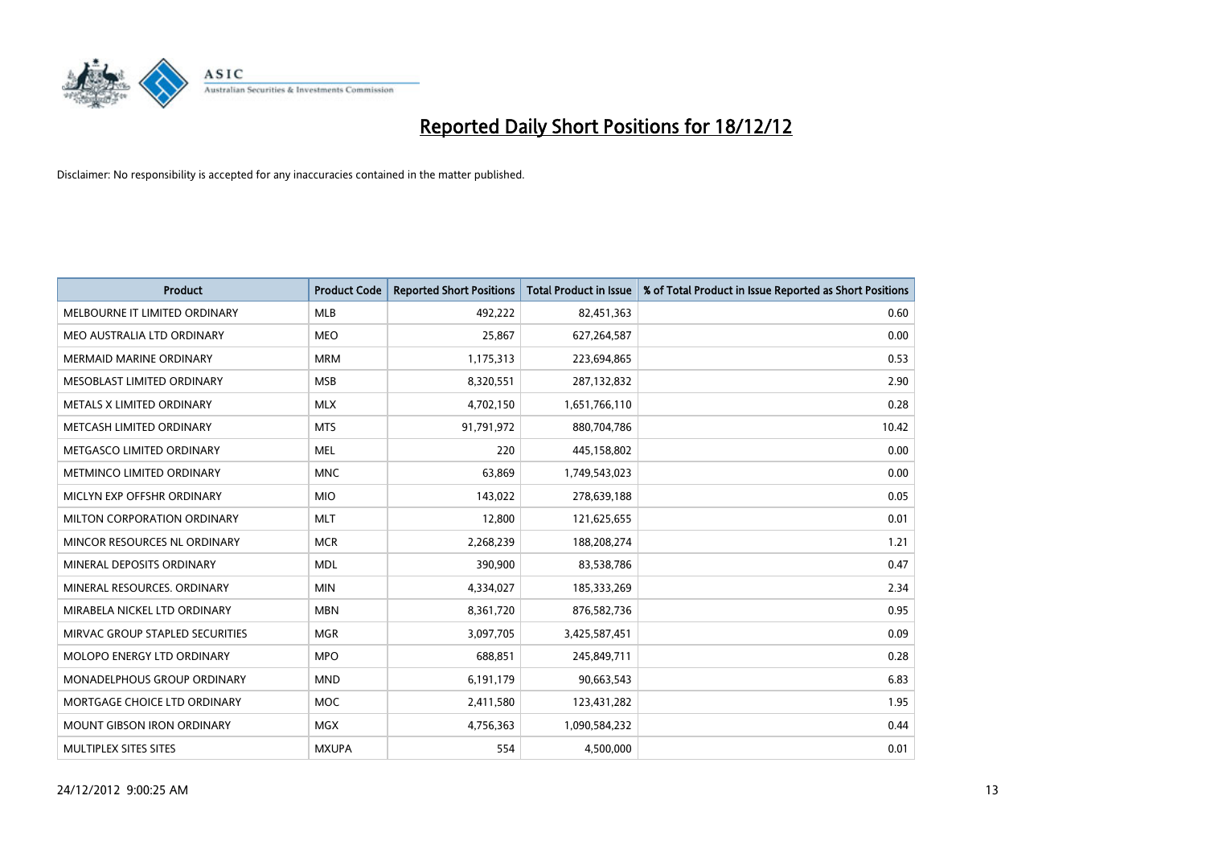# Reported Daily Short Positions for 18/12/12

Disclaimer: No responsibility is accepted for any inaccuracies contained in the matter published.

| Product | Product Code | Reported Short Positions | Total Product in Issue | % of Total Product in Issue Reported as Short Positions |
|---|---|---|---|---|
| MELBOURNE IT LIMITED ORDINARY | MLB | 492,222 | 82,451,363 | 0.60 |
| MEO AUSTRALIA LTD ORDINARY | MEO | 25,867 | 627,264,587 | 0.00 |
| MERMAID MARINE ORDINARY | MRM | 1,175,313 | 223,694,865 | 0.53 |
| MESOBLAST LIMITED ORDINARY | MSB | 8,320,551 | 287,132,832 | 2.90 |
| METALS X LIMITED ORDINARY | MLX | 4,702,150 | 1,651,766,110 | 0.28 |
| METCASH LIMITED ORDINARY | MTS | 91,791,972 | 880,704,786 | 10.42 |
| METGASCO LIMITED ORDINARY | MEL | 220 | 445,158,802 | 0.00 |
| METMINCO LIMITED ORDINARY | MNC | 63,869 | 1,749,543,023 | 0.00 |
| MICLYN EXP OFFSHR ORDINARY | MIO | 143,022 | 278,639,188 | 0.05 |
| MILTON CORPORATION ORDINARY | MLT | 12,800 | 121,625,655 | 0.01 |
| MINCOR RESOURCES NL ORDINARY | MCR | 2,268,239 | 188,208,274 | 1.21 |
| MINERAL DEPOSITS ORDINARY | MDL | 390,900 | 83,538,786 | 0.47 |
| MINERAL RESOURCES. ORDINARY | MIN | 4,334,027 | 185,333,269 | 2.34 |
| MIRABELA NICKEL LTD ORDINARY | MBN | 8,361,720 | 876,582,736 | 0.95 |
| MIRVAC GROUP STAPLED SECURITIES | MGR | 3,097,705 | 3,425,587,451 | 0.09 |
| MOLOPO ENERGY LTD ORDINARY | MPO | 688,851 | 245,849,711 | 0.28 |
| MONADELPHOUS GROUP ORDINARY | MND | 6,191,179 | 90,663,543 | 6.83 |
| MORTGAGE CHOICE LTD ORDINARY | MOC | 2,411,580 | 123,431,282 | 1.95 |
| MOUNT GIBSON IRON ORDINARY | MGX | 4,756,363 | 1,090,584,232 | 0.44 |
| MULTIPLEX SITES SITES | MXUPA | 554 | 4,500,000 | 0.01 |

24/12/2012 9:00:25 AM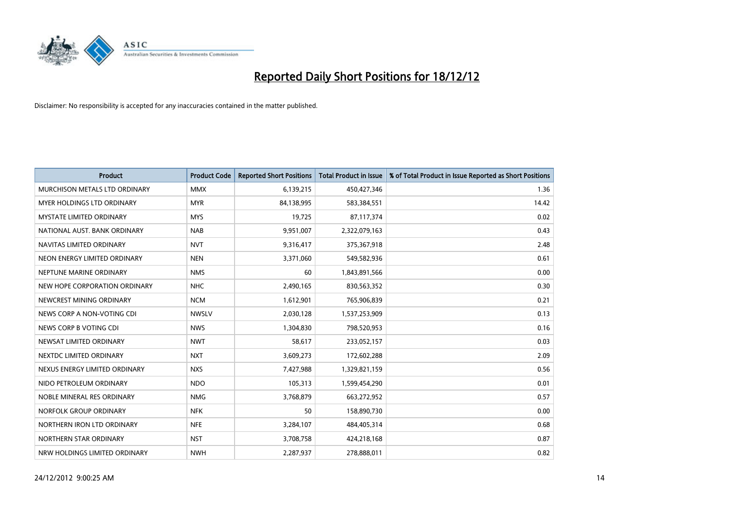# Reported Daily Short Positions for 18/12/12

Disclaimer: No responsibility is accepted for any inaccuracies contained in the matter published.

| Product | Product Code | Reported Short Positions | Total Product in Issue | % of Total Product in Issue Reported as Short Positions |
|---|---|---|---|---|
| MURCHISON METALS LTD ORDINARY | MMX | 6,139,215 | 450,427,346 | 1.36 |
| MYER HOLDINGS LTD ORDINARY | MYR | 84,138,995 | 583,384,551 | 14.42 |
| MYSTATE LIMITED ORDINARY | MYS | 19,725 | 87,117,374 | 0.02 |
| NATIONAL AUST. BANK ORDINARY | NAB | 9,951,007 | 2,322,079,163 | 0.43 |
| NAVITAS LIMITED ORDINARY | NVT | 9,316,417 | 375,367,918 | 2.48 |
| NEON ENERGY LIMITED ORDINARY | NEN | 3,371,060 | 549,582,936 | 0.61 |
| NEPTUNE MARINE ORDINARY | NMS | 60 | 1,843,891,566 | 0.00 |
| NEW HOPE CORPORATION ORDINARY | NHC | 2,490,165 | 830,563,352 | 0.30 |
| NEWCREST MINING ORDINARY | NCM | 1,612,901 | 765,906,839 | 0.21 |
| NEWS CORP A NON-VOTING CDI | NWSLV | 2,030,128 | 1,537,253,909 | 0.13 |
| NEWS CORP B VOTING CDI | NWS | 1,304,830 | 798,520,953 | 0.16 |
| NEWSAT LIMITED ORDINARY | NWT | 58,617 | 233,052,157 | 0.03 |
| NEXTDC LIMITED ORDINARY | NXT | 3,609,273 | 172,602,288 | 2.09 |
| NEXUS ENERGY LIMITED ORDINARY | NXS | 7,427,988 | 1,329,821,159 | 0.56 |
| NIDO PETROLEUM ORDINARY | NDO | 105,313 | 1,599,454,290 | 0.01 |
| NOBLE MINERAL RES ORDINARY | NMG | 3,768,879 | 663,272,952 | 0.57 |
| NORFOLK GROUP ORDINARY | NFK | 50 | 158,890,730 | 0.00 |
| NORTHERN IRON LTD ORDINARY | NFE | 3,284,107 | 484,405,314 | 0.68 |
| NORTHERN STAR ORDINARY | NST | 3,708,758 | 424,218,168 | 0.87 |
| NRW HOLDINGS LIMITED ORDINARY | NWH | 2,287,937 | 278,888,011 | 0.82 |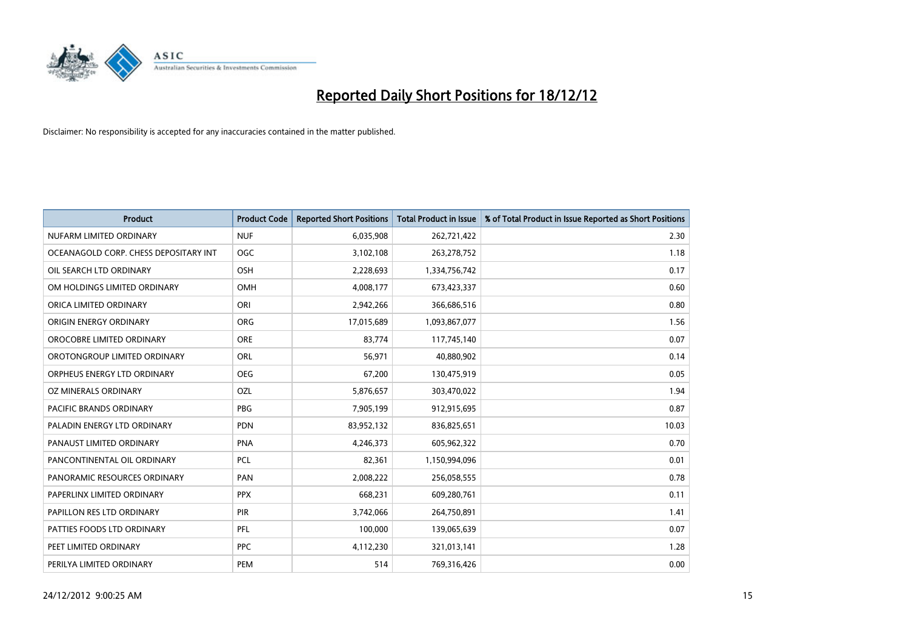# Reported Daily Short Positions for 18/12/12

Disclaimer: No responsibility is accepted for any inaccuracies contained in the matter published.

| Product | Product Code | Reported Short Positions | Total Product in Issue | % of Total Product in Issue Reported as Short Positions |
|---|---|---|---|---|
| NUFARM LIMITED ORDINARY | NUF | 6,035,908 | 262,721,422 | 2.30 |
| OCEANAGOLD CORP. CHESS DEPOSITARY INT | OGC | 3,102,108 | 263,278,752 | 1.18 |
| OIL SEARCH LTD ORDINARY | OSH | 2,228,693 | 1,334,756,742 | 0.17 |
| OM HOLDINGS LIMITED ORDINARY | OMH | 4,008,177 | 673,423,337 | 0.60 |
| ORICA LIMITED ORDINARY | ORI | 2,942,266 | 366,686,516 | 0.80 |
| ORIGIN ENERGY ORDINARY | ORG | 17,015,689 | 1,093,867,077 | 1.56 |
| OROCOBRE LIMITED ORDINARY | ORE | 83,774 | 117,745,140 | 0.07 |
| OROTONGROUP LIMITED ORDINARY | ORL | 56,971 | 40,880,902 | 0.14 |
| ORPHEUS ENERGY LTD ORDINARY | OEG | 67,200 | 130,475,919 | 0.05 |
| OZ MINERALS ORDINARY | OZL | 5,876,657 | 303,470,022 | 1.94 |
| PACIFIC BRANDS ORDINARY | PBG | 7,905,199 | 912,915,695 | 0.87 |
| PALADIN ENERGY LTD ORDINARY | PDN | 83,952,132 | 836,825,651 | 10.03 |
| PANAUST LIMITED ORDINARY | PNA | 4,246,373 | 605,962,322 | 0.70 |
| PANCONTINENTAL OIL ORDINARY | PCL | 82,361 | 1,150,994,096 | 0.01 |
| PANORAMIC RESOURCES ORDINARY | PAN | 2,008,222 | 256,058,555 | 0.78 |
| PAPERLINX LIMITED ORDINARY | PPX | 668,231 | 609,280,761 | 0.11 |
| PAPILLON RES LTD ORDINARY | PIR | 3,742,066 | 264,750,891 | 1.41 |
| PATTIES FOODS LTD ORDINARY | PFL | 100,000 | 139,065,639 | 0.07 |
| PEET LIMITED ORDINARY | PPC | 4,112,230 | 321,013,141 | 1.28 |
| PERILYA LIMITED ORDINARY | PEM | 514 | 769,316,426 | 0.00 |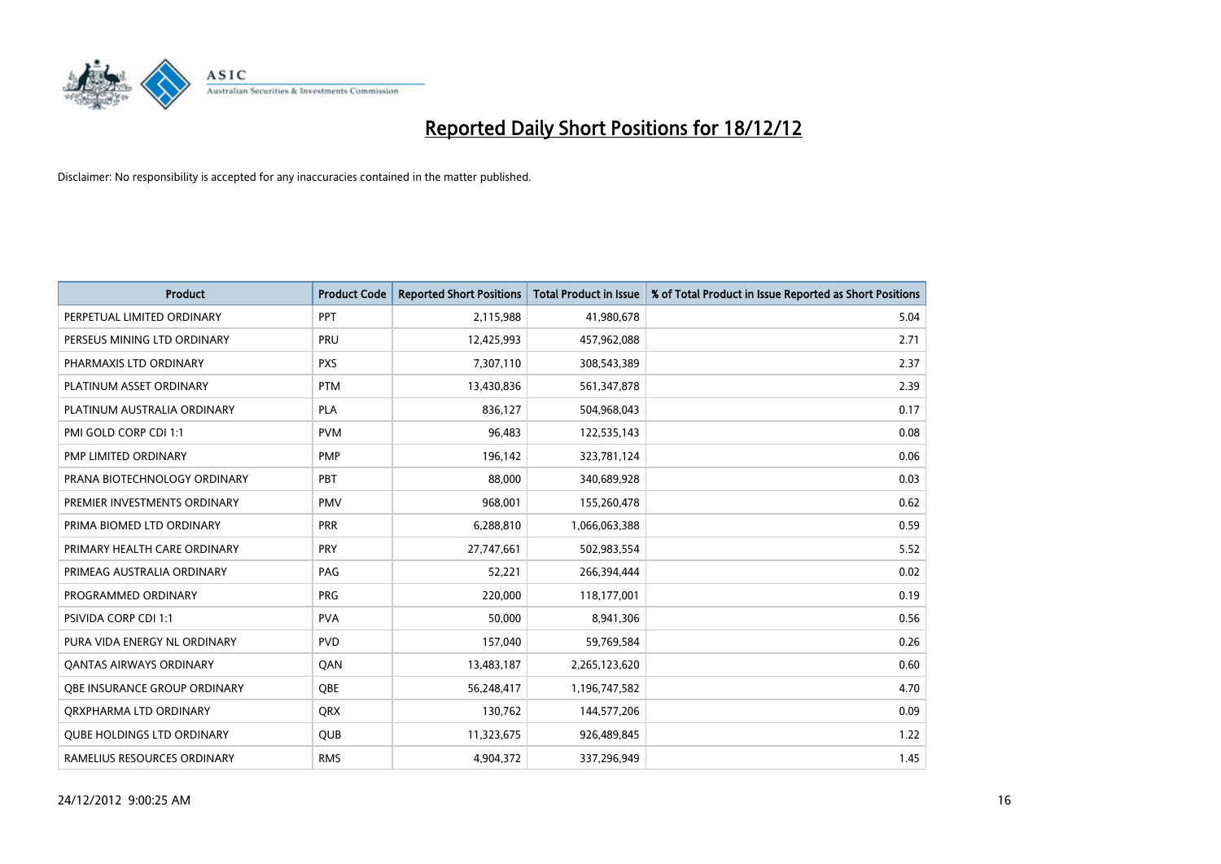# Reported Daily Short Positions for 18/12/12

Disclaimer: No responsibility is accepted for any inaccuracies contained in the matter published.

| Product | Product Code | Reported Short Positions | Total Product in Issue | % of Total Product in Issue Reported as Short Positions |
|---|---|---|---|---|
| PERPETUAL LIMITED ORDINARY | PPT | 2,115,988 | 41,980,678 | 5.04 |
| PERSEUS MINING LTD ORDINARY | PRU | 12,425,993 | 457,962,088 | 2.71 |
| PHARMAXIS LTD ORDINARY | PXS | 7,307,110 | 308,543,389 | 2.37 |
| PLATINUM ASSET ORDINARY | PTM | 13,430,836 | 561,347,878 | 2.39 |
| PLATINUM AUSTRALIA ORDINARY | PLA | 836,127 | 504,968,043 | 0.17 |
| PMI GOLD CORP CDI 1:1 | PVM | 96,483 | 122,535,143 | 0.08 |
| PMP LIMITED ORDINARY | PMP | 196,142 | 323,781,124 | 0.06 |
| PRANA BIOTECHNOLOGY ORDINARY | PBT | 88,000 | 340,689,928 | 0.03 |
| PREMIER INVESTMENTS ORDINARY | PMV | 968,001 | 155,260,478 | 0.62 |
| PRIMA BIOMED LTD ORDINARY | PRR | 6,288,810 | 1,066,063,388 | 0.59 |
| PRIMARY HEALTH CARE ORDINARY | PRY | 27,747,661 | 502,983,554 | 5.52 |
| PRIMEAG AUSTRALIA ORDINARY | PAG | 52,221 | 266,394,444 | 0.02 |
| PROGRAMMED ORDINARY | PRG | 220,000 | 118,177,001 | 0.19 |
| PSIVIDA CORP CDI 1:1 | PVA | 50,000 | 8,941,306 | 0.56 |
| PURA VIDA ENERGY NL ORDINARY | PVD | 157,040 | 59,769,584 | 0.26 |
| QANTAS AIRWAYS ORDINARY | QAN | 13,483,187 | 2,265,123,620 | 0.60 |
| QBE INSURANCE GROUP ORDINARY | QBE | 56,248,417 | 1,196,747,582 | 4.70 |
| QRXPHARMA LTD ORDINARY | QRX | 130,762 | 144,577,206 | 0.09 |
| QUBE HOLDINGS LTD ORDINARY | QUB | 11,323,675 | 926,489,845 | 1.22 |
| RAMELIUS RESOURCES ORDINARY | RMS | 4,904,372 | 337,296,949 | 1.45 |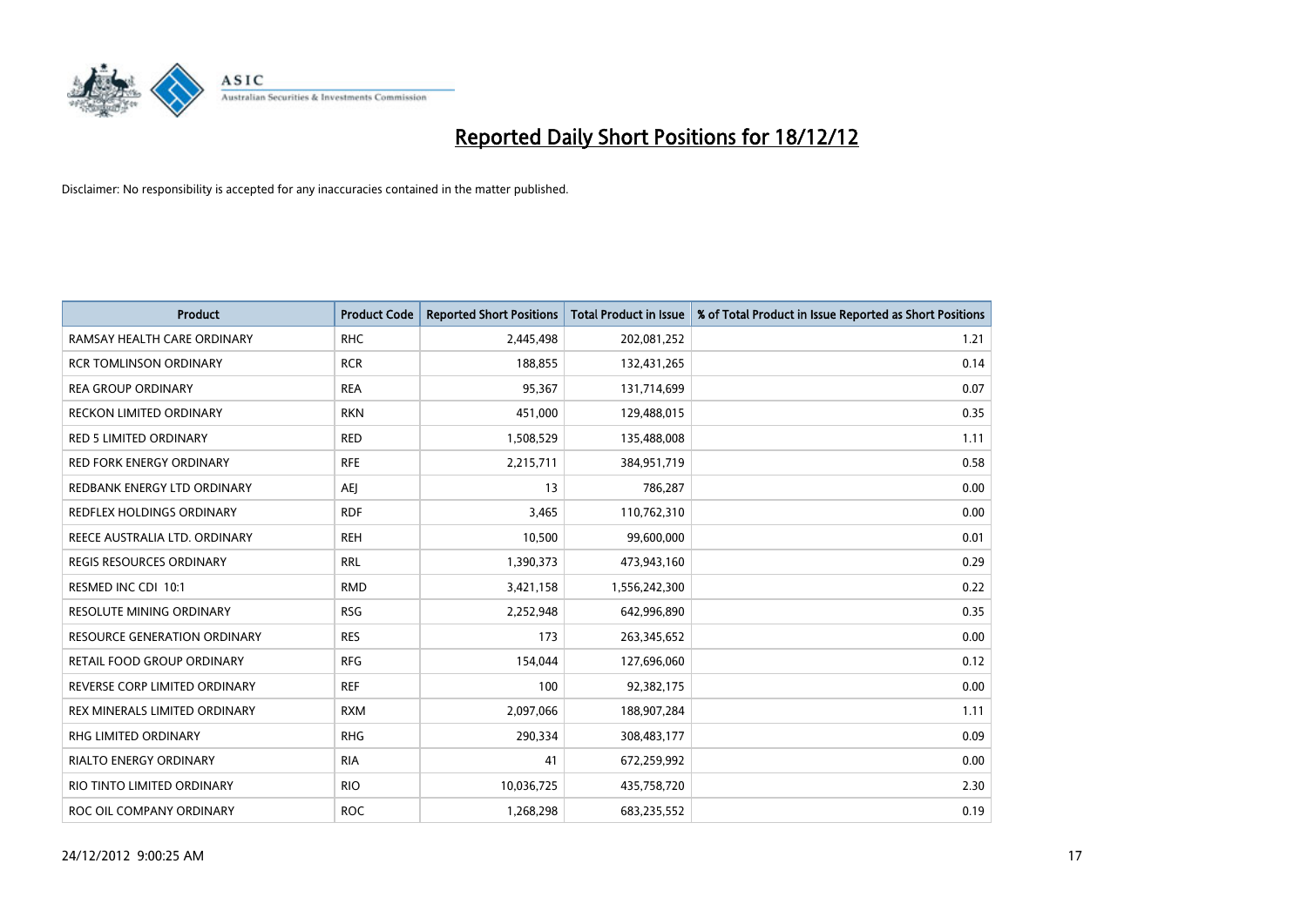# Reported Daily Short Positions for 18/12/12

Disclaimer: No responsibility is accepted for any inaccuracies contained in the matter published.

| Product | Product Code | Reported Short Positions | Total Product in Issue | % of Total Product in Issue Reported as Short Positions |
|---|---|---|---|---|
| RAMSAY HEALTH CARE ORDINARY | RHC | 2,445,498 | 202,081,252 | 1.21 |
| RCR TOMLINSON ORDINARY | RCR | 188,855 | 132,431,265 | 0.14 |
| REA GROUP ORDINARY | REA | 95,367 | 131,714,699 | 0.07 |
| RECKON LIMITED ORDINARY | RKN | 451,000 | 129,488,015 | 0.35 |
| RED 5 LIMITED ORDINARY | RED | 1,508,529 | 135,488,008 | 1.11 |
| RED FORK ENERGY ORDINARY | RFE | 2,215,711 | 384,951,719 | 0.58 |
| REDBANK ENERGY LTD ORDINARY | AEJ | 13 | 786,287 | 0.00 |
| REDFLEX HOLDINGS ORDINARY | RDF | 3,465 | 110,762,310 | 0.00 |
| REECE AUSTRALIA LTD. ORDINARY | REH | 10,500 | 99,600,000 | 0.01 |
| REGIS RESOURCES ORDINARY | RRL | 1,390,373 | 473,943,160 | 0.29 |
| RESMED INC CDI 10:1 | RMD | 3,421,158 | 1,556,242,300 | 0.22 |
| RESOLUTE MINING ORDINARY | RSG | 2,252,948 | 642,996,890 | 0.35 |
| RESOURCE GENERATION ORDINARY | RES | 173 | 263,345,652 | 0.00 |
| RETAIL FOOD GROUP ORDINARY | RFG | 154,044 | 127,696,060 | 0.12 |
| REVERSE CORP LIMITED ORDINARY | REF | 100 | 92,382,175 | 0.00 |
| REX MINERALS LIMITED ORDINARY | RXM | 2,097,066 | 188,907,284 | 1.11 |
| RHG LIMITED ORDINARY | RHG | 290,334 | 308,483,177 | 0.09 |
| RIALTO ENERGY ORDINARY | RIA | 41 | 672,259,992 | 0.00 |
| RIO TINTO LIMITED ORDINARY | RIO | 10,036,725 | 435,758,720 | 2.30 |
| ROC OIL COMPANY ORDINARY | ROC | 1,268,298 | 683,235,552 | 0.19 |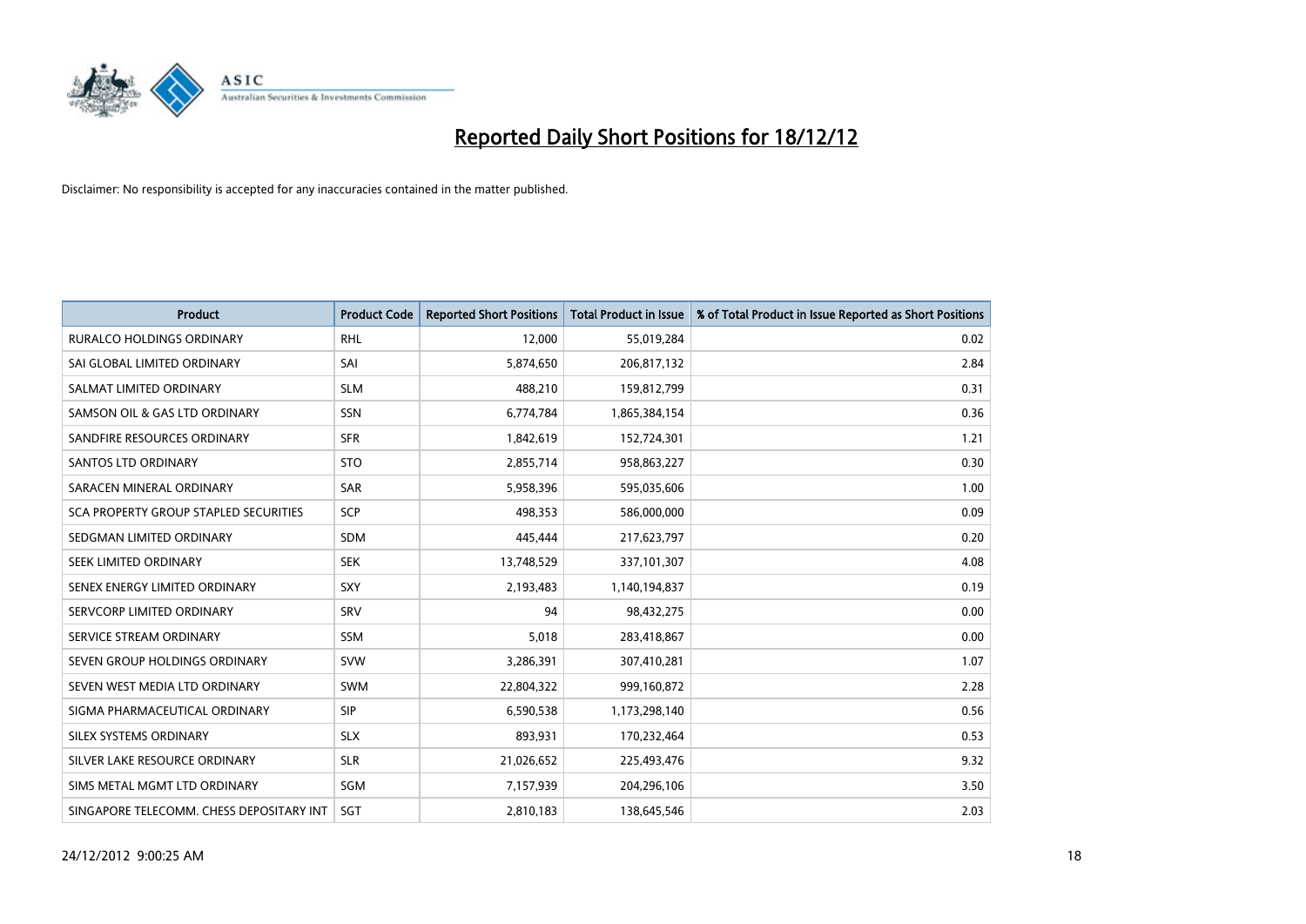# Reported Daily Short Positions for 18/12/12

Disclaimer: No responsibility is accepted for any inaccuracies contained in the matter published.

| Product | Product Code | Reported Short Positions | Total Product in Issue | % of Total Product in Issue Reported as Short Positions |
|---|---|---|---|---|
| RURALCO HOLDINGS ORDINARY | RHL | 12,000 | 55,019,284 | 0.02 |
| SAI GLOBAL LIMITED ORDINARY | SAI | 5,874,650 | 206,817,132 | 2.84 |
| SALMAT LIMITED ORDINARY | SLM | 488,210 | 159,812,799 | 0.31 |
| SAMSON OIL & GAS LTD ORDINARY | SSN | 6,774,784 | 1,865,384,154 | 0.36 |
| SANDFIRE RESOURCES ORDINARY | SFR | 1,842,619 | 152,724,301 | 1.21 |
| SANTOS LTD ORDINARY | STO | 2,855,714 | 958,863,227 | 0.30 |
| SARACEN MINERAL ORDINARY | SAR | 5,958,396 | 595,035,606 | 1.00 |
| SCA PROPERTY GROUP STAPLED SECURITIES | SCP | 498,353 | 586,000,000 | 0.09 |
| SEDGMAN LIMITED ORDINARY | SDM | 445,444 | 217,623,797 | 0.20 |
| SEEK LIMITED ORDINARY | SEK | 13,748,529 | 337,101,307 | 4.08 |
| SENEX ENERGY LIMITED ORDINARY | SXY | 2,193,483 | 1,140,194,837 | 0.19 |
| SERVCORP LIMITED ORDINARY | SRV | 94 | 98,432,275 | 0.00 |
| SERVICE STREAM ORDINARY | SSM | 5,018 | 283,418,867 | 0.00 |
| SEVEN GROUP HOLDINGS ORDINARY | SVW | 3,286,391 | 307,410,281 | 1.07 |
| SEVEN WEST MEDIA LTD ORDINARY | SWM | 22,804,322 | 999,160,872 | 2.28 |
| SIGMA PHARMACEUTICAL ORDINARY | SIP | 6,590,538 | 1,173,298,140 | 0.56 |
| SILEX SYSTEMS ORDINARY | SLX | 893,931 | 170,232,464 | 0.53 |
| SILVER LAKE RESOURCE ORDINARY | SLR | 21,026,652 | 225,493,476 | 9.32 |
| SIMS METAL MGMT LTD ORDINARY | SGM | 7,157,939 | 204,296,106 | 3.50 |
| SINGAPORE TELECOMM. CHESS DEPOSITARY INT | SGT | 2,810,183 | 138,645,546 | 2.03 |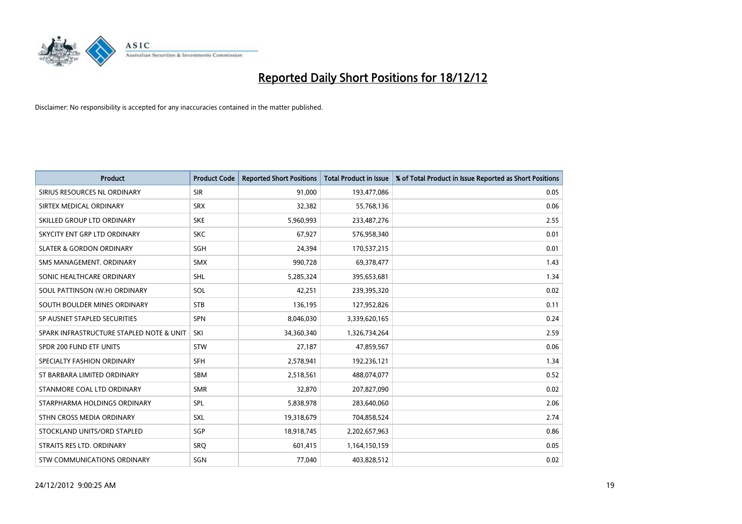# Reported Daily Short Positions for 18/12/12

Disclaimer: No responsibility is accepted for any inaccuracies contained in the matter published.

| Product | Product Code | Reported Short Positions | Total Product in Issue | % of Total Product in Issue Reported as Short Positions |
|---|---|---|---|---|
| SIRIUS RESOURCES NL ORDINARY | SIR | 91,000 | 193,477,086 | 0.05 |
| SIRTEX MEDICAL ORDINARY | SRX | 32,382 | 55,768,136 | 0.06 |
| SKILLED GROUP LTD ORDINARY | SKE | 5,960,993 | 233,487,276 | 2.55 |
| SKYCITY ENT GRP LTD ORDINARY | SKC | 67,927 | 576,958,340 | 0.01 |
| SLATER & GORDON ORDINARY | SGH | 24,394 | 170,537,215 | 0.01 |
| SMS MANAGEMENT. ORDINARY | SMX | 990,728 | 69,378,477 | 1.43 |
| SONIC HEALTHCARE ORDINARY | SHL | 5,285,324 | 395,653,681 | 1.34 |
| SOUL PATTINSON (W.H) ORDINARY | SOL | 42,251 | 239,395,320 | 0.02 |
| SOUTH BOULDER MINES ORDINARY | STB | 136,195 | 127,952,826 | 0.11 |
| SP AUSNET STAPLED SECURITIES | SPN | 8,046,030 | 3,339,620,165 | 0.24 |
| SPARK INFRASTRUCTURE STAPLED NOTE & UNIT | SKI | 34,360,340 | 1,326,734,264 | 2.59 |
| SPDR 200 FUND ETF UNITS | STW | 27,187 | 47,859,567 | 0.06 |
| SPECIALTY FASHION ORDINARY | SFH | 2,578,941 | 192,236,121 | 1.34 |
| ST BARBARA LIMITED ORDINARY | SBM | 2,518,561 | 488,074,077 | 0.52 |
| STANMORE COAL LTD ORDINARY | SMR | 32,870 | 207,827,090 | 0.02 |
| STARPHARMA HOLDINGS ORDINARY | SPL | 5,838,978 | 283,640,060 | 2.06 |
| STHN CROSS MEDIA ORDINARY | SXL | 19,318,679 | 704,858,524 | 2.74 |
| STOCKLAND UNITS/ORD STAPLED | SGP | 18,918,745 | 2,202,657,963 | 0.86 |
| STRAITS RES LTD. ORDINARY | SRQ | 601,415 | 1,164,150,159 | 0.05 |
| STW COMMUNICATIONS ORDINARY | SGN | 77,040 | 403,828,512 | 0.02 |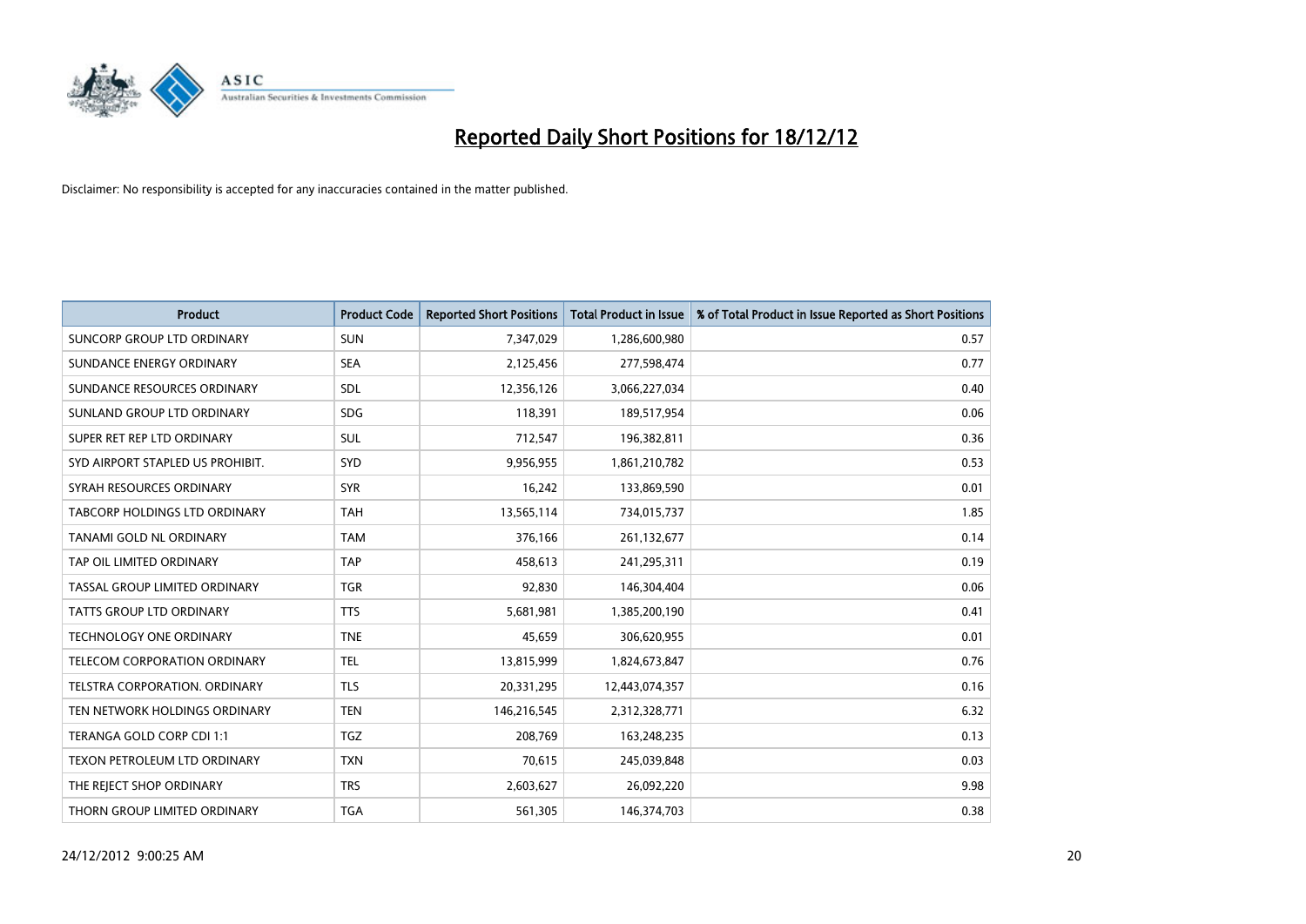# Reported Daily Short Positions for 18/12/12

Disclaimer: No responsibility is accepted for any inaccuracies contained in the matter published.

| Product | Product Code | Reported Short Positions | Total Product in Issue | % of Total Product in Issue Reported as Short Positions |
|---|---|---|---|---|
| SUNCORP GROUP LTD ORDINARY | SUN | 7,347,029 | 1,286,600,980 | 0.57 |
| SUNDANCE ENERGY ORDINARY | SEA | 2,125,456 | 277,598,474 | 0.77 |
| SUNDANCE RESOURCES ORDINARY | SDL | 12,356,126 | 3,066,227,034 | 0.40 |
| SUNLAND GROUP LTD ORDINARY | SDG | 118,391 | 189,517,954 | 0.06 |
| SUPER RET REP LTD ORDINARY | SUL | 712,547 | 196,382,811 | 0.36 |
| SYD AIRPORT STAPLED US PROHIBIT. | SYD | 9,956,955 | 1,861,210,782 | 0.53 |
| SYRAH RESOURCES ORDINARY | SYR | 16,242 | 133,869,590 | 0.01 |
| TABCORP HOLDINGS LTD ORDINARY | TAH | 13,565,114 | 734,015,737 | 1.85 |
| TANAMI GOLD NL ORDINARY | TAM | 376,166 | 261,132,677 | 0.14 |
| TAP OIL LIMITED ORDINARY | TAP | 458,613 | 241,295,311 | 0.19 |
| TASSAL GROUP LIMITED ORDINARY | TGR | 92,830 | 146,304,404 | 0.06 |
| TATTS GROUP LTD ORDINARY | TTS | 5,681,981 | 1,385,200,190 | 0.41 |
| TECHNOLOGY ONE ORDINARY | TNE | 45,659 | 306,620,955 | 0.01 |
| TELECOM CORPORATION ORDINARY | TEL | 13,815,999 | 1,824,673,847 | 0.76 |
| TELSTRA CORPORATION. ORDINARY | TLS | 20,331,295 | 12,443,074,357 | 0.16 |
| TEN NETWORK HOLDINGS ORDINARY | TEN | 146,216,545 | 2,312,328,771 | 6.32 |
| TERANGA GOLD CORP CDI 1:1 | TGZ | 208,769 | 163,248,235 | 0.13 |
| TEXON PETROLEUM LTD ORDINARY | TXN | 70,615 | 245,039,848 | 0.03 |
| THE REJECT SHOP ORDINARY | TRS | 2,603,627 | 26,092,220 | 9.98 |
| THORN GROUP LIMITED ORDINARY | TGA | 561,305 | 146,374,703 | 0.38 |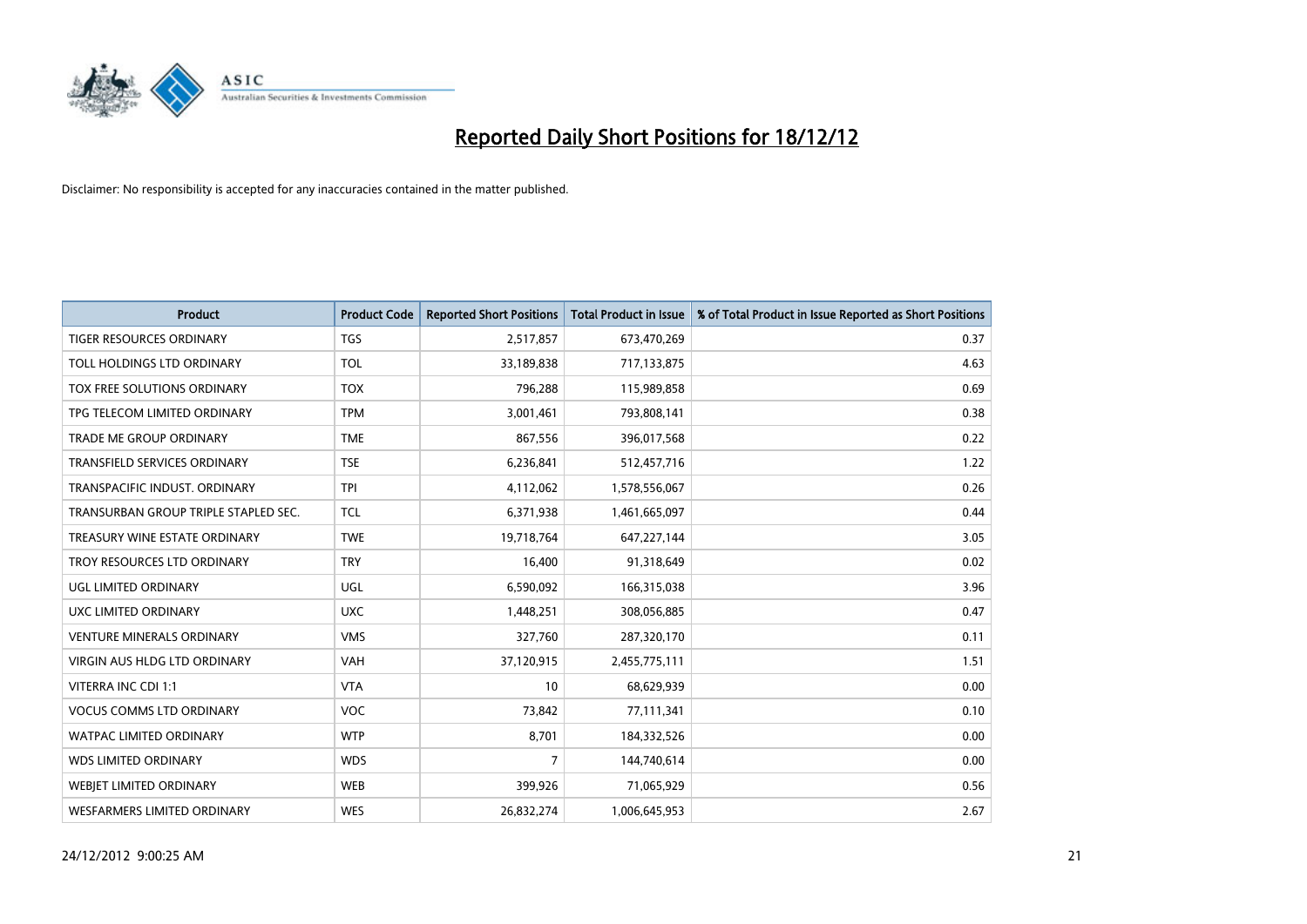# Reported Daily Short Positions for 18/12/12

Disclaimer: No responsibility is accepted for any inaccuracies contained in the matter published.

| Product | Product Code | Reported Short Positions | Total Product in Issue | % of Total Product in Issue Reported as Short Positions |
|---|---|---|---|---|
| TIGER RESOURCES ORDINARY | TGS | 2,517,857 | 673,470,269 | 0.37 |
| TOLL HOLDINGS LTD ORDINARY | TOL | 33,189,838 | 717,133,875 | 4.63 |
| TOX FREE SOLUTIONS ORDINARY | TOX | 796,288 | 115,989,858 | 0.69 |
| TPG TELECOM LIMITED ORDINARY | TPM | 3,001,461 | 793,808,141 | 0.38 |
| TRADE ME GROUP ORDINARY | TME | 867,556 | 396,017,568 | 0.22 |
| TRANSFIELD SERVICES ORDINARY | TSE | 6,236,841 | 512,457,716 | 1.22 |
| TRANSPACIFIC INDUST. ORDINARY | TPI | 4,112,062 | 1,578,556,067 | 0.26 |
| TRANSURBAN GROUP TRIPLE STAPLED SEC. | TCL | 6,371,938 | 1,461,665,097 | 0.44 |
| TREASURY WINE ESTATE ORDINARY | TWE | 19,718,764 | 647,227,144 | 3.05 |
| TROY RESOURCES LTD ORDINARY | TRY | 16,400 | 91,318,649 | 0.02 |
| UGL LIMITED ORDINARY | UGL | 6,590,092 | 166,315,038 | 3.96 |
| UXC LIMITED ORDINARY | UXC | 1,448,251 | 308,056,885 | 0.47 |
| VENTURE MINERALS ORDINARY | VMS | 327,760 | 287,320,170 | 0.11 |
| VIRGIN AUS HLDG LTD ORDINARY | VAH | 37,120,915 | 2,455,775,111 | 1.51 |
| VITERRA INC CDI 1:1 | VTA | 10 | 68,629,939 | 0.00 |
| VOCUS COMMS LTD ORDINARY | VOC | 73,842 | 77,111,341 | 0.10 |
| WATPAC LIMITED ORDINARY | WTP | 8,701 | 184,332,526 | 0.00 |
| WDS LIMITED ORDINARY | WDS | 7 | 144,740,614 | 0.00 |
| WEBJET LIMITED ORDINARY | WEB | 399,926 | 71,065,929 | 0.56 |
| WESFARMERS LIMITED ORDINARY | WES | 26,832,274 | 1,006,645,953 | 2.67 |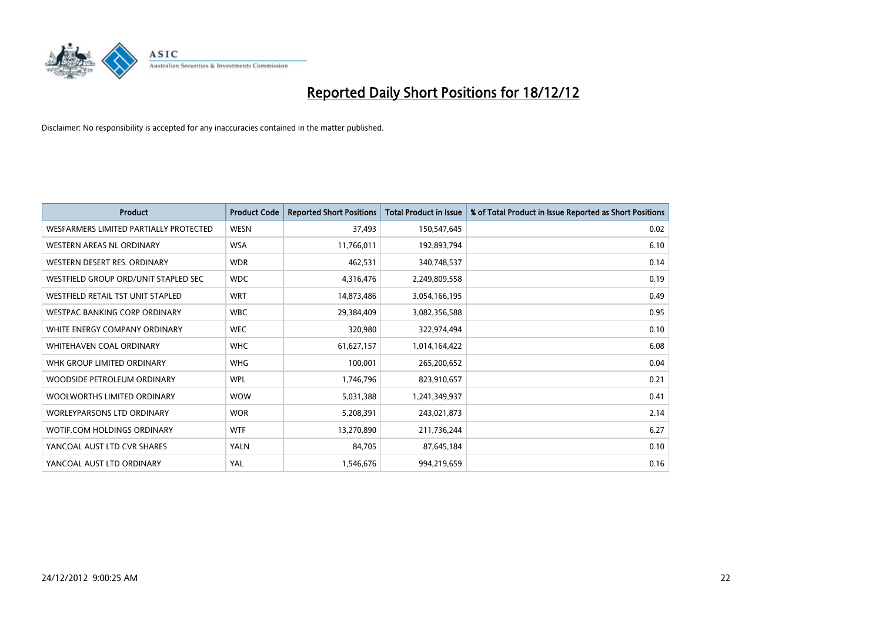# Reported Daily Short Positions for 18/12/12

Disclaimer: No responsibility is accepted for any inaccuracies contained in the matter published.

| Product | Product Code | Reported Short Positions | Total Product in Issue | % of Total Product in Issue Reported as Short Positions |
|---|---|---|---|---|
| WESFARMERS LIMITED PARTIALLY PROTECTED | WESN | 37,493 | 150,547,645 | 0.02 |
| WESTERN AREAS NL ORDINARY | WSA | 11,766,011 | 192,893,794 | 6.10 |
| WESTERN DESERT RES. ORDINARY | WDR | 462,531 | 340,748,537 | 0.14 |
| WESTFIELD GROUP ORD/UNIT STAPLED SEC | WDC | 4,316,476 | 2,249,809,558 | 0.19 |
| WESTFIELD RETAIL TST UNIT STAPLED | WRT | 14,873,486 | 3,054,166,195 | 0.49 |
| WESTPAC BANKING CORP ORDINARY | WBC | 29,384,409 | 3,082,356,588 | 0.95 |
| WHITE ENERGY COMPANY ORDINARY | WEC | 320,980 | 322,974,494 | 0.10 |
| WHITEHAVEN COAL ORDINARY | WHC | 61,627,157 | 1,014,164,422 | 6.08 |
| WHK GROUP LIMITED ORDINARY | WHG | 100,001 | 265,200,652 | 0.04 |
| WOODSIDE PETROLEUM ORDINARY | WPL | 1,746,796 | 823,910,657 | 0.21 |
| WOOLWORTHS LIMITED ORDINARY | WOW | 5,031,388 | 1,241,349,937 | 0.41 |
| WORLEYPARSONS LTD ORDINARY | WOR | 5,208,391 | 243,021,873 | 2.14 |
| WOTIF.COM HOLDINGS ORDINARY | WTF | 13,270,890 | 211,736,244 | 6.27 |
| YANCOAL AUST LTD CVR SHARES | YALN | 84,705 | 87,645,184 | 0.10 |
| YANCOAL AUST LTD ORDINARY | YAL | 1,546,676 | 994,219,659 | 0.16 |